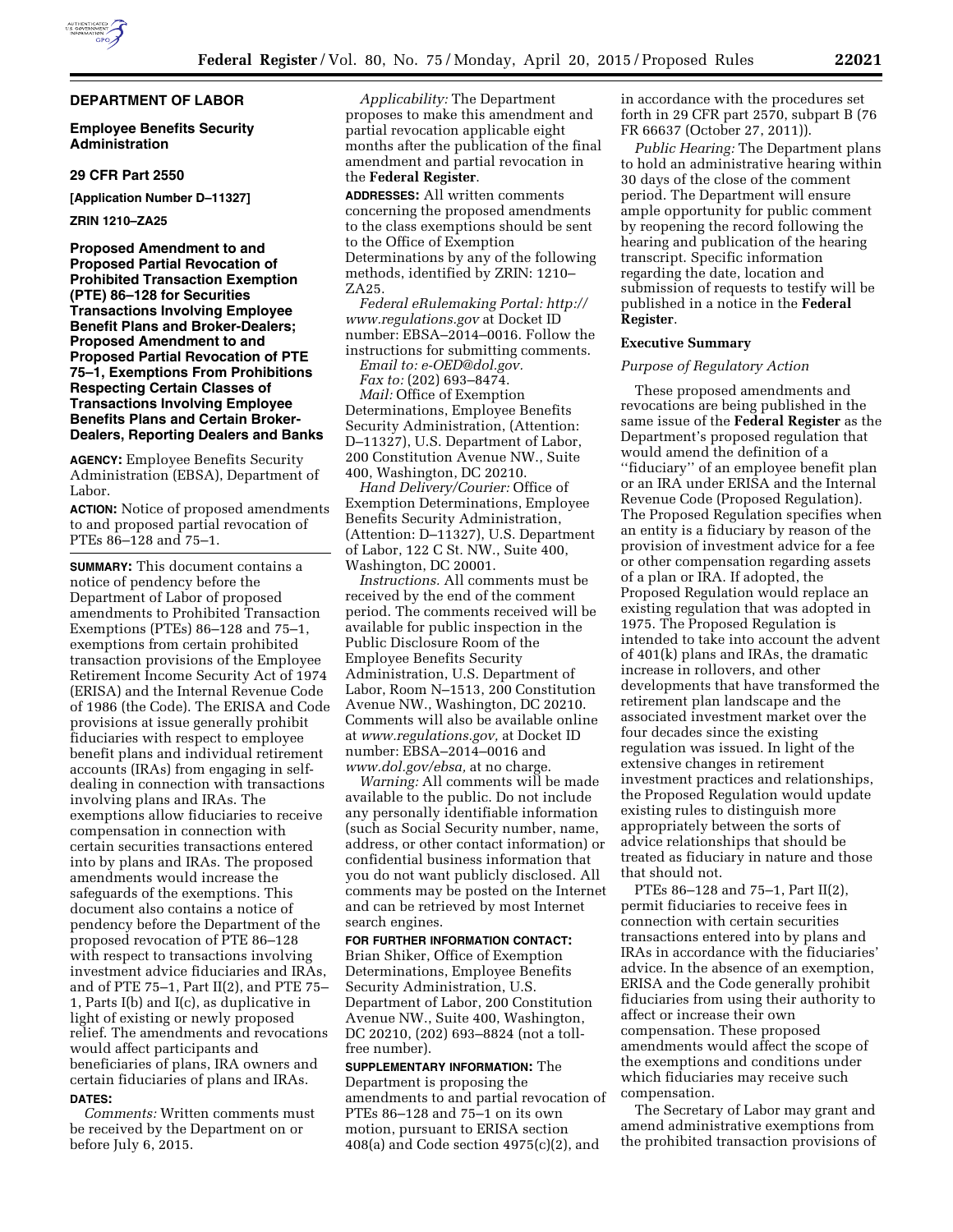**DEPARTMENT OF LABOR**

**Employee Benefits Security Administration**

**29 CFR Part 2550**

**[Application Number D–11327]**

**ZRIN 1210–ZA25**

# Proposed Amendment to and Proposed Partial Revocation of Prohibited Transaction Exemption (PTE) 86–128 for Securities Transactions Involving Employee Benefit Plans and Broker-Dealers; Proposed Amendment to and Proposed Partial Revocation of PTE 75–1, Exemptions From Prohibitions Respecting Certain Classes of Transactions Involving Employee Benefits Plans and Certain Broker-Dealers, Reporting Dealers and Banks

**AGENCY:** Employee Benefits Security Administration (EBSA), Department of Labor.

**ACTION:** Notice of proposed amendments to and proposed partial revocation of PTEs 86–128 and 75–1.

**SUMMARY:** This document contains a notice of pendency before the Department of Labor of proposed amendments to Prohibited Transaction Exemptions (PTEs) 86–128 and 75–1, exemptions from certain prohibited transaction provisions of the Employee Retirement Income Security Act of 1974 (ERISA) and the Internal Revenue Code of 1986 (the Code). The ERISA and Code provisions at issue generally prohibit fiduciaries with respect to employee benefit plans and individual retirement accounts (IRAs) from engaging in self-dealing in connection with transactions involving plans and IRAs. The exemptions allow fiduciaries to receive compensation in connection with certain securities transactions entered into by plans and IRAs. The proposed amendments would increase the safeguards of the exemptions. This document also contains a notice of pendency before the Department of the proposed revocation of PTE 86–128 with respect to transactions involving investment advice fiduciaries and IRAs, and of PTE 75–1, Part II(2), and PTE 75–1, Parts I(b) and I(c), as duplicative in light of existing or newly proposed relief. The amendments and revocations would affect participants and beneficiaries of plans, IRA owners and certain fiduciaries of plans and IRAs.

**DATES:**

*Comments:* Written comments must be received by the Department on or before July 6, 2015.

*Applicability:* The Department proposes to make this amendment and partial revocation applicable eight months after the publication of the final amendment and partial revocation in the **Federal Register**.

**ADDRESSES:** All written comments concerning the proposed amendments to the class exemptions should be sent to the Office of Exemption Determinations by any of the following methods, identified by ZRIN: 1210–ZA25.

*Federal eRulemaking Portal: http://www.regulations.gov* at Docket ID number: EBSA–2014–0016. Follow the instructions for submitting comments.

*Email to: e-OED@dol.gov.*

*Fax to:* (202) 693–8474.

*Mail:* Office of Exemption Determinations, Employee Benefits Security Administration, (Attention: D–11327), U.S. Department of Labor, 200 Constitution Avenue NW., Suite 400, Washington, DC 20210.

*Hand Delivery/Courier:* Office of Exemption Determinations, Employee Benefits Security Administration, (Attention: D–11327), U.S. Department of Labor, 122 C St. NW., Suite 400, Washington, DC 20001.

*Instructions.* All comments must be received by the end of the comment period. The comments received will be available for public inspection in the Public Disclosure Room of the Employee Benefits Security Administration, U.S. Department of Labor, Room N–1513, 200 Constitution Avenue NW., Washington, DC 20210. Comments will also be available online at *www.regulations.gov,* at Docket ID number: EBSA–2014–0016 and *www.dol.gov/ebsa,* at no charge.

*Warning:* All comments will be made available to the public. Do not include any personally identifiable information (such as Social Security number, name, address, or other contact information) or confidential business information that you do not want publicly disclosed. All comments may be posted on the Internet and can be retrieved by most Internet search engines.

**FOR FURTHER INFORMATION CONTACT:** Brian Shiker, Office of Exemption Determinations, Employee Benefits Security Administration, U.S. Department of Labor, 200 Constitution Avenue NW., Suite 400, Washington, DC 20210, (202) 693–8824 (not a toll-free number).

**SUPPLEMENTARY INFORMATION:** The Department is proposing the amendments to and partial revocation of PTEs 86–128 and 75–1 on its own motion, pursuant to ERISA section 408(a) and Code section 4975(c)(2), and in accordance with the procedures set forth in 29 CFR part 2570, subpart B (76 FR 66637 (October 27, 2011)).

*Public Hearing:* The Department plans to hold an administrative hearing within 30 days of the close of the comment period. The Department will ensure ample opportunity for public comment by reopening the record following the hearing and publication of the hearing transcript. Specific information regarding the date, location and submission of requests to testify will be published in a notice in the **Federal Register**.

## Executive Summary

### *Purpose of Regulatory Action*

These proposed amendments and revocations are being published in the same issue of the **Federal Register** as the Department's proposed regulation that would amend the definition of a ''fiduciary'' of an employee benefit plan or an IRA under ERISA and the Internal Revenue Code (Proposed Regulation). The Proposed Regulation specifies when an entity is a fiduciary by reason of the provision of investment advice for a fee or other compensation regarding assets of a plan or IRA. If adopted, the Proposed Regulation would replace an existing regulation that was adopted in 1975. The Proposed Regulation is intended to take into account the advent of 401(k) plans and IRAs, the dramatic increase in rollovers, and other developments that have transformed the retirement plan landscape and the associated investment market over the four decades since the existing regulation was issued. In light of the extensive changes in retirement investment practices and relationships, the Proposed Regulation would update existing rules to distinguish more appropriately between the sorts of advice relationships that should be treated as fiduciary in nature and those that should not.

PTEs 86–128 and 75–1, Part II(2), permit fiduciaries to receive fees in connection with certain securities transactions entered into by plans and IRAs in accordance with the fiduciaries' advice. In the absence of an exemption, ERISA and the Code generally prohibit fiduciaries from using their authority to affect or increase their own compensation. These proposed amendments would affect the scope of the exemptions and conditions under which fiduciaries may receive such compensation.

The Secretary of Labor may grant and amend administrative exemptions from the prohibited transaction provisions of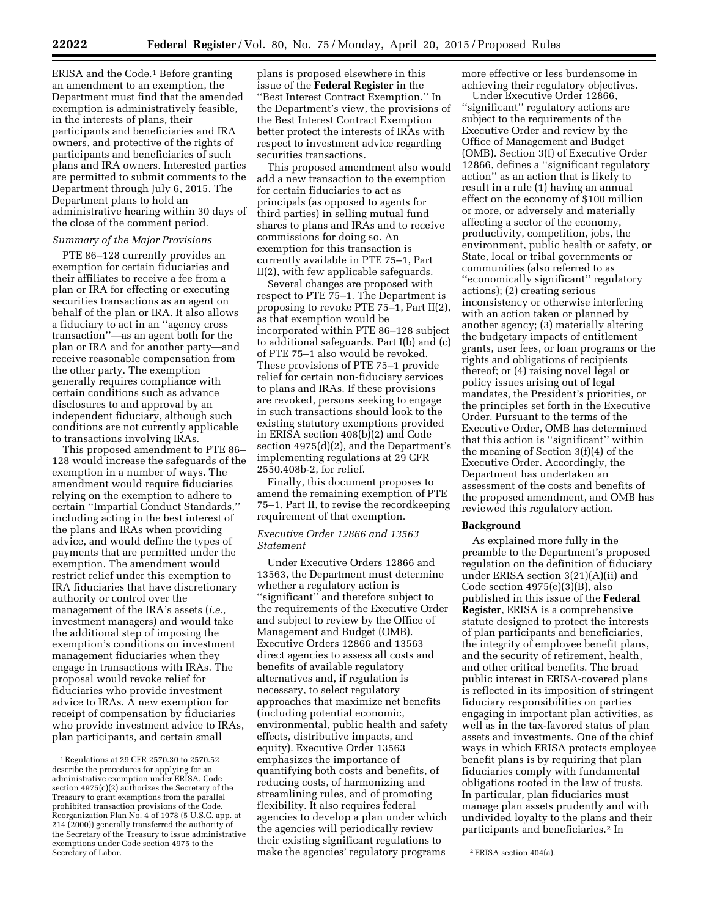ERISA and the Code.[1] Before granting an amendment to an exemption, the Department must find that the amended exemption is administratively feasible, in the interests of plans, their participants and beneficiaries and IRA owners, and protective of the rights of participants and beneficiaries of such plans and IRA owners. Interested parties are permitted to submit comments to the Department through July 6, 2015. The Department plans to hold an administrative hearing within 30 days of the close of the comment period.

*Summary of the Major Provisions*

PTE 86–128 currently provides an exemption for certain fiduciaries and their affiliates to receive a fee from a plan or IRA for effecting or executing securities transactions as an agent on behalf of the plan or IRA. It also allows a fiduciary to act in an ''agency cross transaction''—as an agent both for the plan or IRA and for another party—and receive reasonable compensation from the other party. The exemption generally requires compliance with certain conditions such as advance disclosures to and approval by an independent fiduciary, although such conditions are not currently applicable to transactions involving IRAs.

This proposed amendment to PTE 86–128 would increase the safeguards of the exemption in a number of ways. The amendment would require fiduciaries relying on the exemption to adhere to certain ''Impartial Conduct Standards,'' including acting in the best interest of the plans and IRAs when providing advice, and would define the types of payments that are permitted under the exemption. The amendment would restrict relief under this exemption to IRA fiduciaries that have discretionary authority or control over the management of the IRA's assets (*i.e.,* investment managers) and would take the additional step of imposing the exemption's conditions on investment management fiduciaries when they engage in transactions with IRAs. The proposal would revoke relief for fiduciaries who provide investment advice to IRAs. A new exemption for receipt of compensation by fiduciaries who provide investment advice to IRAs, plan participants, and certain small plans is proposed elsewhere in this issue of the **Federal Register** in the ''Best Interest Contract Exemption.'' In the Department's view, the provisions of the Best Interest Contract Exemption better protect the interests of IRAs with respect to investment advice regarding securities transactions.

This proposed amendment also would add a new transaction to the exemption for certain fiduciaries to act as principals (as opposed to agents for third parties) in selling mutual fund shares to plans and IRAs and to receive commissions for doing so. An exemption for this transaction is currently available in PTE 75–1, Part II(2), with few applicable safeguards.

Several changes are proposed with respect to PTE 75–1. The Department is proposing to revoke PTE 75–1, Part II(2), as that exemption would be incorporated within PTE 86–128 subject to additional safeguards. Part I(b) and (c) of PTE 75–1 also would be revoked. These provisions of PTE 75–1 provide relief for certain non-fiduciary services to plans and IRAs. If these provisions are revoked, persons seeking to engage in such transactions should look to the existing statutory exemptions provided in ERISA section 408(b)(2) and Code section 4975(d)(2), and the Department's implementing regulations at 29 CFR 2550.408b-2, for relief.

Finally, this document proposes to amend the remaining exemption of PTE 75–1, Part II, to revise the recordkeeping requirement of that exemption.

*Executive Order 12866 and 13563 Statement*

Under Executive Orders 12866 and 13563, the Department must determine whether a regulatory action is ''significant'' and therefore subject to the requirements of the Executive Order and subject to review by the Office of Management and Budget (OMB). Executive Orders 12866 and 13563 direct agencies to assess all costs and benefits of available regulatory alternatives and, if regulation is necessary, to select regulatory approaches that maximize net benefits (including potential economic, environmental, public health and safety effects, distributive impacts, and equity). Executive Order 13563 emphasizes the importance of quantifying both costs and benefits, of reducing costs, of harmonizing and streamlining rules, and of promoting flexibility. It also requires federal agencies to develop a plan under which the agencies will periodically review their existing significant regulations to make the agencies' regulatory programs more effective or less burdensome in achieving their regulatory objectives.

Under Executive Order 12866, ''significant'' regulatory actions are subject to the requirements of the Executive Order and review by the Office of Management and Budget (OMB). Section 3(f) of Executive Order 12866, defines a ''significant regulatory action'' as an action that is likely to result in a rule (1) having an annual effect on the economy of $100 million or more, or adversely and materially affecting a sector of the economy, productivity, competition, jobs, the environment, public health or safety, or State, local or tribal governments or communities (also referred to as ''economically significant'' regulatory actions); (2) creating serious inconsistency or otherwise interfering with an action taken or planned by another agency; (3) materially altering the budgetary impacts of entitlement grants, user fees, or loan programs or the rights and obligations of recipients thereof; or (4) raising novel legal or policy issues arising out of legal mandates, the President's priorities, or the principles set forth in the Executive Order. Pursuant to the terms of the Executive Order, OMB has determined that this action is ''significant'' within the meaning of Section 3(f)(4) of the Executive Order. Accordingly, the Department has undertaken an assessment of the costs and benefits of the proposed amendment, and OMB has reviewed this regulatory action.

## Background

As explained more fully in the preamble to the Department's proposed regulation on the definition of fiduciary under ERISA section 3(21)(A)(ii) and Code section 4975(e)(3)(B), also published in this issue of the **Federal Register**, ERISA is a comprehensive statute designed to protect the interests of plan participants and beneficiaries, the integrity of employee benefit plans, and the security of retirement, health, and other critical benefits. The broad public interest in ERISA-covered plans is reflected in its imposition of stringent fiduciary responsibilities on parties engaging in important plan activities, as well as in the tax-favored status of plan assets and investments. One of the chief ways in which ERISA protects employee benefit plans is by requiring that plan fiduciaries comply with fundamental obligations rooted in the law of trusts. In particular, plan fiduciaries must manage plan assets prudently and with undivided loyalty to the plans and their participants and beneficiaries.[2] In

---

[1] Regulations at 29 CFR 2570.30 to 2570.52 describe the procedures for applying for an administrative exemption under ERISA. Code section 4975(c)(2) authorizes the Secretary of the Treasury to grant exemptions from the parallel prohibited transaction provisions of the Code. Reorganization Plan No. 4 of 1978 (5 U.S.C. app. at 214 (2000)) generally transferred the authority of the Secretary of the Treasury to issue administrative exemptions under Code section 4975 to the Secretary of Labor.

[2] ERISA section 404(a).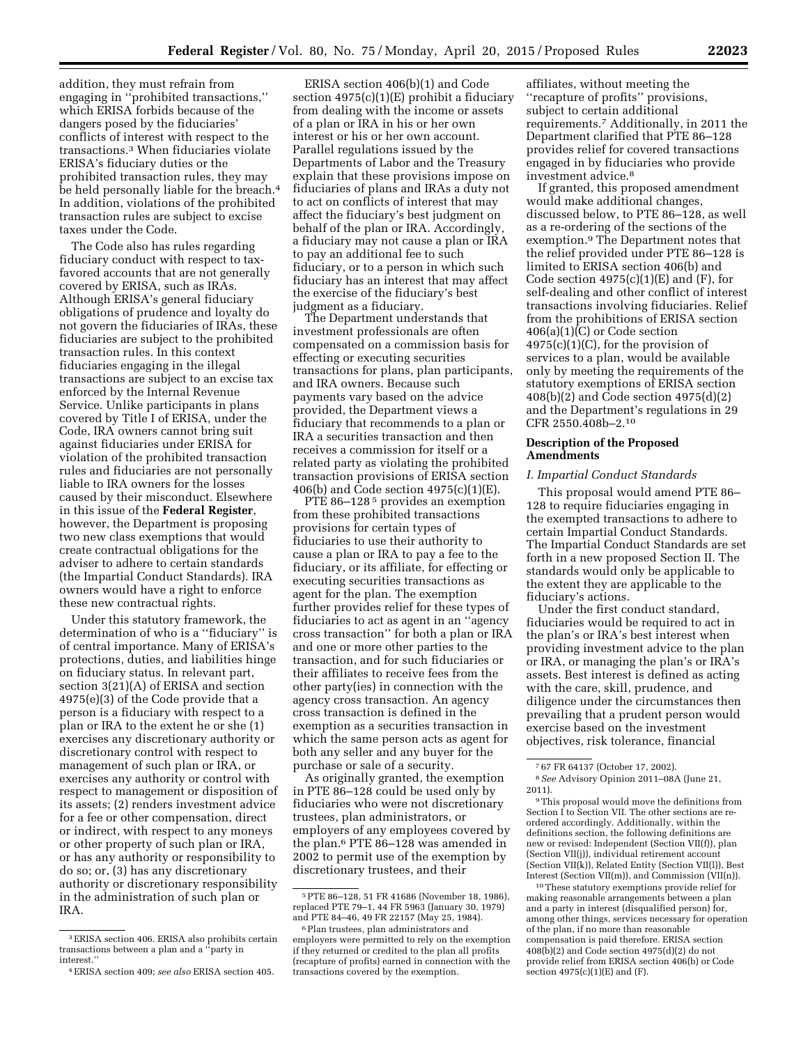addition, they must refrain from engaging in ''prohibited transactions,'' which ERISA forbids because of the dangers posed by the fiduciaries' conflicts of interest with respect to the transactions.[3] When fiduciaries violate ERISA's fiduciary duties or the prohibited transaction rules, they may be held personally liable for the breach.[4] In addition, violations of the prohibited transaction rules are subject to excise taxes under the Code.

The Code also has rules regarding fiduciary conduct with respect to tax-favored accounts that are not generally covered by ERISA, such as IRAs. Although ERISA's general fiduciary obligations of prudence and loyalty do not govern the fiduciaries of IRAs, these fiduciaries are subject to the prohibited transaction rules. In this context fiduciaries engaging in the illegal transactions are subject to an excise tax enforced by the Internal Revenue Service. Unlike participants in plans covered by Title I of ERISA, under the Code, IRA owners cannot bring suit against fiduciaries under ERISA for violation of the prohibited transaction rules and fiduciaries are not personally liable to IRA owners for the losses caused by their misconduct. Elsewhere in this issue of the **Federal Register**, however, the Department is proposing two new class exemptions that would create contractual obligations for the adviser to adhere to certain standards (the Impartial Conduct Standards). IRA owners would have a right to enforce these new contractual rights.

Under this statutory framework, the determination of who is a ''fiduciary'' is of central importance. Many of ERISA's protections, duties, and liabilities hinge on fiduciary status. In relevant part, section 3(21)(A) of ERISA and section 4975(e)(3) of the Code provide that a person is a fiduciary with respect to a plan or IRA to the extent he or she (1) exercises any discretionary authority or discretionary control with respect to management of such plan or IRA, or exercises any authority or control with respect to management or disposition of its assets; (2) renders investment advice for a fee or other compensation, direct or indirect, with respect to any moneys or other property of such plan or IRA, or has any authority or responsibility to do so; or, (3) has any discretionary authority or discretionary responsibility in the administration of such plan or IRA.

ERISA section 406(b)(1) and Code section 4975(c)(1)(E) prohibit a fiduciary from dealing with the income or assets of a plan or IRA in his or her own interest or his or her own account. Parallel regulations issued by the Departments of Labor and the Treasury explain that these provisions impose on fiduciaries of plans and IRAs a duty not to act on conflicts of interest that may affect the fiduciary's best judgment on behalf of the plan or IRA. Accordingly, a fiduciary may not cause a plan or IRA to pay an additional fee to such fiduciary, or to a person in which such fiduciary has an interest that may affect the exercise of the fiduciary's best judgment as a fiduciary.

The Department understands that investment professionals are often compensated on a commission basis for effecting or executing securities transactions for plans, plan participants, and IRA owners. Because such payments vary based on the advice provided, the Department views a fiduciary that recommends to a plan or IRA a securities transaction and then receives a commission for itself or a related party as violating the prohibited transaction provisions of ERISA section 406(b) and Code section 4975(c)(1)(E).

PTE 86–128[5] provides an exemption from these prohibited transactions provisions for certain types of fiduciaries to use their authority to cause a plan or IRA to pay a fee to the fiduciary, or its affiliate, for effecting or executing securities transactions as agent for the plan. The exemption further provides relief for these types of fiduciaries to act as agent in an ''agency cross transaction'' for both a plan or IRA and one or more other parties to the transaction, and for such fiduciaries or their affiliates to receive fees from the other party(ies) in connection with the agency cross transaction. An agency cross transaction is defined in the exemption as a securities transaction in which the same person acts as agent for both any seller and any buyer for the purchase or sale of a security.

As originally granted, the exemption in PTE 86–128 could be used only by fiduciaries who were not discretionary trustees, plan administrators, or employers of any employees covered by the plan.[6] PTE 86–128 was amended in 2002 to permit use of the exemption by discretionary trustees, and their affiliates, without meeting the ''recapture of profits'' provisions, subject to certain additional requirements.[7] Additionally, in 2011 the Department clarified that PTE 86–128 provides relief for covered transactions engaged in by fiduciaries who provide investment advice.[8]

If granted, this proposed amendment would make additional changes, discussed below, to PTE 86–128, as well as a re-ordering of the sections of the exemption.[9] The Department notes that the relief provided under PTE 86–128 is limited to ERISA section 406(b) and Code section 4975(c)(1)(E) and (F), for self-dealing and other conflict of interest transactions involving fiduciaries. Relief from the prohibitions of ERISA section 406(a)(1)(C) or Code section 4975(c)(1)(C), for the provision of services to a plan, would be available only by meeting the requirements of the statutory exemptions of ERISA section 408(b)(2) and Code section 4975(d)(2) and the Department's regulations in 29 CFR 2550.408b–2.[10]

## Description of the Proposed Amendments

### *I. Impartial Conduct Standards*

This proposal would amend PTE 86–128 to require fiduciaries engaging in the exempted transactions to adhere to certain Impartial Conduct Standards. The Impartial Conduct Standards are set forth in a new proposed Section II. The standards would only be applicable to the extent they are applicable to the fiduciary's actions.

Under the first conduct standard, fiduciaries would be required to act in the plan's or IRA's best interest when providing investment advice to the plan or IRA, or managing the plan's or IRA's assets. Best interest is defined as acting with the care, skill, prudence, and diligence under the circumstances then prevailing that a prudent person would exercise based on the investment objectives, risk tolerance, financial

---

[3] ERISA section 406. ERISA also prohibits certain transactions between a plan and a ''party in interest.''

[4] ERISA section 409; *see also* ERISA section 405.

[5] PTE 86–128, 51 FR 41686 (November 18, 1986), replaced PTE 79–1, 44 FR 5963 (January 30, 1979) and PTE 84–46, 49 FR 22157 (May 25, 1984).

[6] Plan trustees, plan administrators and employers were permitted to rely on the exemption if they returned or credited to the plan all profits (recapture of profits) earned in connection with the transactions covered by the exemption.

[7] 67 FR 64137 (October 17, 2002).

[8] *See* Advisory Opinion 2011–08A (June 21, 2011).

[9] This proposal would move the definitions from Section I to Section VII. The other sections are re-ordered accordingly. Additionally, within the definitions section, the following definitions are new or revised: Independent (Section VII(f)), plan (Section VII(j)), individual retirement account (Section VII(k)), Related Entity (Section VII(l)), Best Interest (Section VII(m)), and Commission (VII(n)).

[10] These statutory exemptions provide relief for making reasonable arrangements between a plan and a party in interest (disqualified person) for, among other things, services necessary for operation of the plan, if no more than reasonable compensation is paid therefore. ERISA section 408(b)(2) and Code section 4975(d)(2) do not provide relief from ERISA section 406(b) or Code section 4975(c)(1)(E) and (F).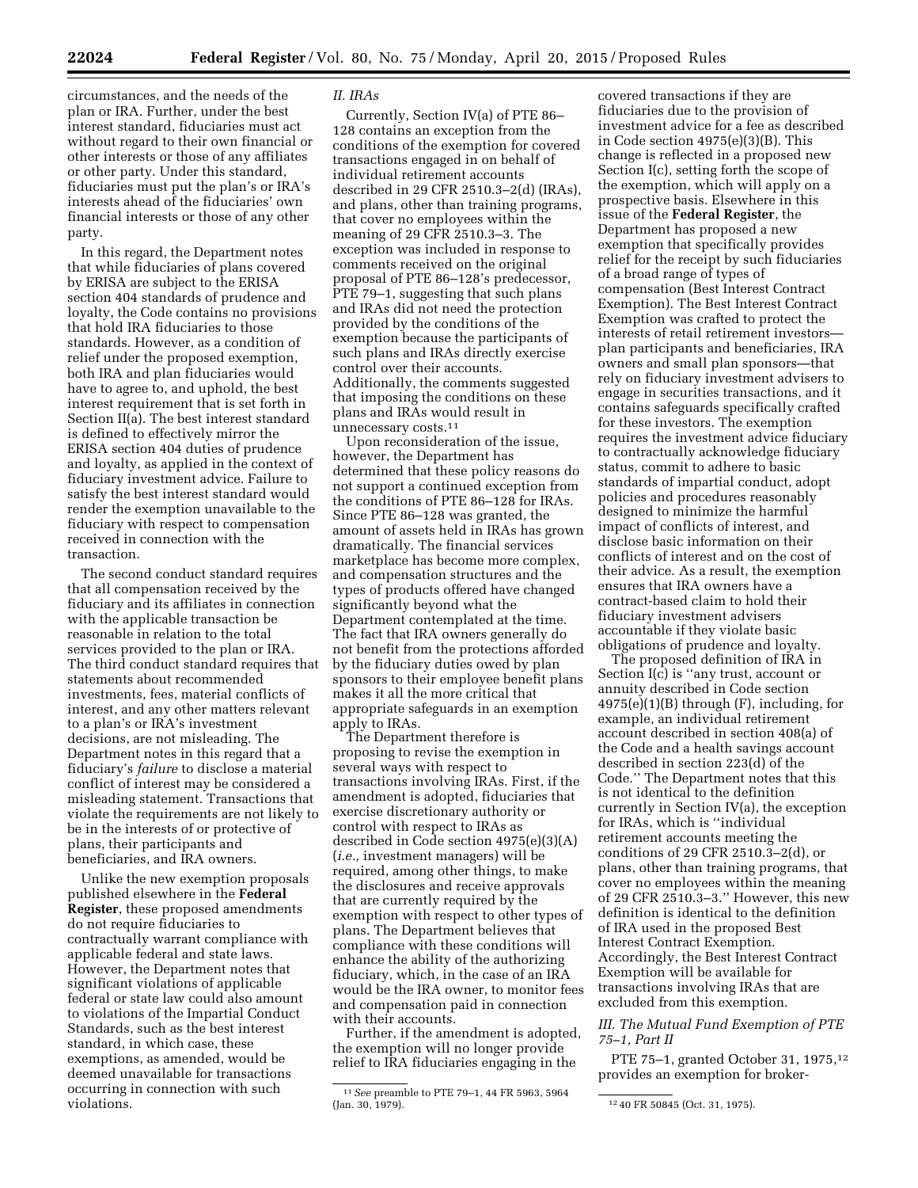circumstances, and the needs of the plan or IRA. Further, under the best interest standard, fiduciaries must act without regard to their own financial or other interests or those of any affiliates or other party. Under this standard, fiduciaries must put the plan's or IRA's interests ahead of the fiduciaries' own financial interests or those of any other party.

In this regard, the Department notes that while fiduciaries of plans covered by ERISA are subject to the ERISA section 404 standards of prudence and loyalty, the Code contains no provisions that hold IRA fiduciaries to those standards. However, as a condition of relief under the proposed exemption, both IRA and plan fiduciaries would have to agree to, and uphold, the best interest requirement that is set forth in Section II(a). The best interest standard is defined to effectively mirror the ERISA section 404 duties of prudence and loyalty, as applied in the context of fiduciary investment advice. Failure to satisfy the best interest standard would render the exemption unavailable to the fiduciary with respect to compensation received in connection with the transaction.

The second conduct standard requires that all compensation received by the fiduciary and its affiliates in connection with the applicable transaction be reasonable in relation to the total services provided to the plan or IRA. The third conduct standard requires that statements about recommended investments, fees, material conflicts of interest, and any other matters relevant to a plan's or IRA's investment decisions, are not misleading. The Department notes in this regard that a fiduciary's *failure* to disclose a material conflict of interest may be considered a misleading statement. Transactions that violate the requirements are not likely to be in the interests of or protective of plans, their participants and beneficiaries, and IRA owners.

Unlike the new exemption proposals published elsewhere in the **Federal Register**, these proposed amendments do not require fiduciaries to contractually warrant compliance with applicable federal and state laws. However, the Department notes that significant violations of applicable federal or state law could also amount to violations of the Impartial Conduct Standards, such as the best interest standard, in which case, these exemptions, as amended, would be deemed unavailable for transactions occurring in connection with such violations.

*II. IRAs*

Currently, Section IV(a) of PTE 86–128 contains an exception from the conditions of the exemption for covered transactions engaged in on behalf of individual retirement accounts described in 29 CFR 2510.3–2(d) (IRAs), and plans, other than training programs, that cover no employees within the meaning of 29 CFR 2510.3–3. The exception was included in response to comments received on the original proposal of PTE 86–128's predecessor, PTE 79–1, suggesting that such plans and IRAs did not need the protection provided by the conditions of the exemption because the participants of such plans and IRAs directly exercise control over their accounts. Additionally, the comments suggested that imposing the conditions on these plans and IRAs would result in unnecessary costs.[11]

Upon reconsideration of the issue, however, the Department has determined that these policy reasons do not support a continued exception from the conditions of PTE 86–128 for IRAs. Since PTE 86–128 was granted, the amount of assets held in IRAs has grown dramatically. The financial services marketplace has become more complex, and compensation structures and the types of products offered have changed significantly beyond what the Department contemplated at the time. The fact that IRA owners generally do not benefit from the protections afforded by the fiduciary duties owed by plan sponsors to their employee benefit plans makes it all the more critical that appropriate safeguards in an exemption apply to IRAs.

The Department therefore is proposing to revise the exemption in several ways with respect to transactions involving IRAs. First, if the amendment is adopted, fiduciaries that exercise discretionary authority or control with respect to IRAs as described in Code section 4975(e)(3)(A) (*i.e.,* investment managers) will be required, among other things, to make the disclosures and receive approvals that are currently required by the exemption with respect to other types of plans. The Department believes that compliance with these conditions will enhance the ability of the authorizing fiduciary, which, in the case of an IRA would be the IRA owner, to monitor fees and compensation paid in connection with their accounts.

Further, if the amendment is adopted, the exemption will no longer provide relief to IRA fiduciaries engaging in the covered transactions if they are fiduciaries due to the provision of investment advice for a fee as described in Code section 4975(e)(3)(B). This change is reflected in a proposed new Section I(c), setting forth the scope of the exemption, which will apply on a prospective basis. Elsewhere in this issue of the **Federal Register**, the Department has proposed a new exemption that specifically provides relief for the receipt by such fiduciaries of a broad range of types of compensation (Best Interest Contract Exemption). The Best Interest Contract Exemption was crafted to protect the interests of retail retirement investors—plan participants and beneficiaries, IRA owners and small plan sponsors—that rely on fiduciary investment advisers to engage in securities transactions, and it contains safeguards specifically crafted for these investors. The exemption requires the investment advice fiduciary to contractually acknowledge fiduciary status, commit to adhere to basic standards of impartial conduct, adopt policies and procedures reasonably designed to minimize the harmful impact of conflicts of interest, and disclose basic information on their conflicts of interest and on the cost of their advice. As a result, the exemption ensures that IRA owners have a contract-based claim to hold their fiduciary investment advisers accountable if they violate basic obligations of prudence and loyalty.

The proposed definition of IRA in Section I(c) is "any trust, account or annuity described in Code section 4975(e)(1)(B) through (F), including, for example, an individual retirement account described in section 408(a) of the Code and a health savings account described in section 223(d) of the Code." The Department notes that this is not identical to the definition currently in Section IV(a), the exception for IRAs, which is "individual retirement accounts meeting the conditions of 29 CFR 2510.3–2(d), or plans, other than training programs, that cover no employees within the meaning of 29 CFR 2510.3–3." However, this new definition is identical to the definition of IRA used in the proposed Best Interest Contract Exemption. Accordingly, the Best Interest Contract Exemption will be available for transactions involving IRAs that are excluded from this exemption.

*III. The Mutual Fund Exemption of PTE 75–1, Part II*

PTE 75–1, granted October 31, 1975,[12] provides an exemption for broker-

[11] *See* preamble to PTE 79–1, 44 FR 5963, 5964 (Jan. 30, 1979).

[12] 40 FR 50845 (Oct. 31, 1975).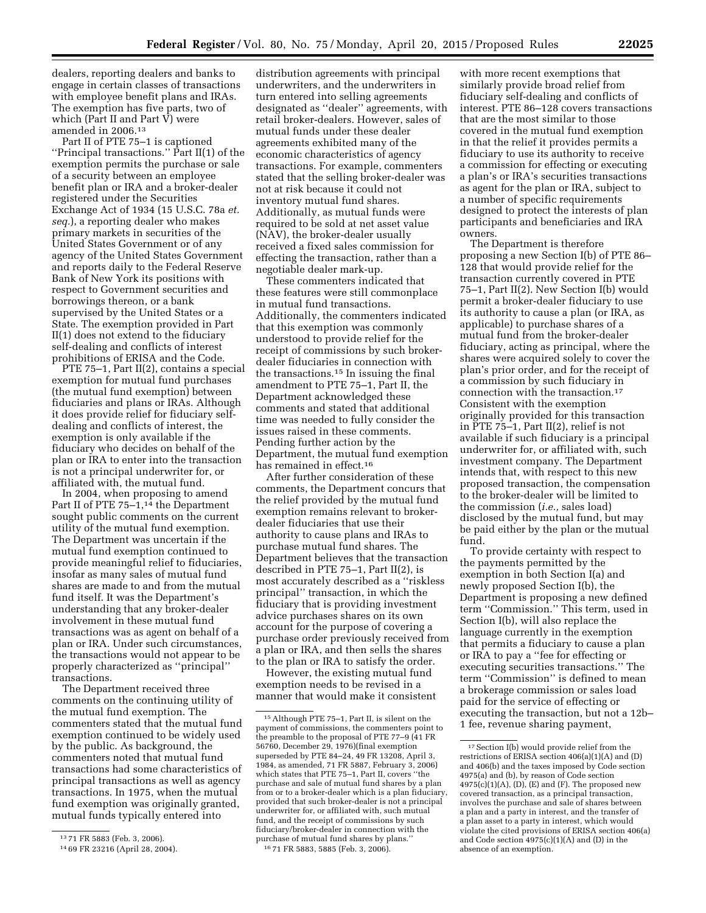dealers, reporting dealers and banks to engage in certain classes of transactions with employee benefit plans and IRAs. The exemption has five parts, two of which (Part II and Part V) were amended in 2006.[13]

Part II of PTE 75–1 is captioned ''Principal transactions.'' Part II(1) of the exemption permits the purchase or sale of a security between an employee benefit plan or IRA and a broker-dealer registered under the Securities Exchange Act of 1934 (15 U.S.C. 78a *et. seq.*), a reporting dealer who makes primary markets in securities of the United States Government or of any agency of the United States Government and reports daily to the Federal Reserve Bank of New York its positions with respect to Government securities and borrowings thereon, or a bank supervised by the United States or a State. The exemption provided in Part II(1) does not extend to the fiduciary self-dealing and conflicts of interest prohibitions of ERISA and the Code.

PTE 75–1, Part II(2), contains a special exemption for mutual fund purchases (the mutual fund exemption) between fiduciaries and plans or IRAs. Although it does provide relief for fiduciary self-dealing and conflicts of interest, the exemption is only available if the fiduciary who decides on behalf of the plan or IRA to enter into the transaction is not a principal underwriter for, or affiliated with, the mutual fund.

In 2004, when proposing to amend Part II of PTE 75–1,[14] the Department sought public comments on the current utility of the mutual fund exemption. The Department was uncertain if the mutual fund exemption continued to provide meaningful relief to fiduciaries, insofar as many sales of mutual fund shares are made to and from the mutual fund itself. It was the Department's understanding that any broker-dealer involvement in these mutual fund transactions was as agent on behalf of a plan or IRA. Under such circumstances, the transactions would not appear to be properly characterized as ''principal'' transactions.

The Department received three comments on the continuing utility of the mutual fund exemption. The commenters stated that the mutual fund exemption continued to be widely used by the public. As background, the commenters noted that mutual fund transactions had some characteristics of principal transactions as well as agency transactions. In 1975, when the mutual fund exemption was originally granted, mutual funds typically entered into distribution agreements with principal underwriters, and the underwriters in turn entered into selling agreements designated as ''dealer'' agreements, with retail broker-dealers. However, sales of mutual funds under these dealer agreements exhibited many of the economic characteristics of agency transactions. For example, commenters stated that the selling broker-dealer was not at risk because it could not inventory mutual fund shares. Additionally, as mutual funds were required to be sold at net asset value (NAV), the broker-dealer usually received a fixed sales commission for effecting the transaction, rather than a negotiable dealer mark-up.

These commenters indicated that these features were still commonplace in mutual fund transactions. Additionally, the commenters indicated that this exemption was commonly understood to provide relief for the receipt of commissions by such broker-dealer fiduciaries in connection with the transactions.[15] In issuing the final amendment to PTE 75–1, Part II, the Department acknowledged these comments and stated that additional time was needed to fully consider the issues raised in these comments. Pending further action by the Department, the mutual fund exemption has remained in effect.[16]

After further consideration of these comments, the Department concurs that the relief provided by the mutual fund exemption remains relevant to broker-dealer fiduciaries that use their authority to cause plans and IRAs to purchase mutual fund shares. The Department believes that the transaction described in PTE 75–1, Part II(2), is most accurately described as a ''riskless principal'' transaction, in which the fiduciary that is providing investment advice purchases shares on its own account for the purpose of covering a purchase order previously received from a plan or IRA, and then sells the shares to the plan or IRA to satisfy the order.

However, the existing mutual fund exemption needs to be revised in a manner that would make it consistent with more recent exemptions that similarly provide broad relief from fiduciary self-dealing and conflicts of interest. PTE 86–128 covers transactions that are the most similar to those covered in the mutual fund exemption in that the relief it provides permits a fiduciary to use its authority to receive a commission for effecting or executing a plan's or IRA's securities transactions as agent for the plan or IRA, subject to a number of specific requirements designed to protect the interests of plan participants and beneficiaries and IRA owners.

The Department is therefore proposing a new Section I(b) of PTE 86–128 that would provide relief for the transaction currently covered in PTE 75–1, Part II(2). New Section I(b) would permit a broker-dealer fiduciary to use its authority to cause a plan (or IRA, as applicable) to purchase shares of a mutual fund from the broker-dealer fiduciary, acting as principal, where the shares were acquired solely to cover the plan's prior order, and for the receipt of a commission by such fiduciary in connection with the transaction.[17] Consistent with the exemption originally provided for this transaction in PTE 75–1, Part II(2), relief is not available if such fiduciary is a principal underwriter for, or affiliated with, such investment company. The Department intends that, with respect to this new proposed transaction, the compensation to the broker-dealer will be limited to the commission (*i.e.,* sales load) disclosed by the mutual fund, but may be paid either by the plan or the mutual fund.

To provide certainty with respect to the payments permitted by the exemption in both Section I(a) and newly proposed Section I(b), the Department is proposing a new defined term ''Commission.'' This term, used in Section I(b), will also replace the language currently in the exemption that permits a fiduciary to cause a plan or IRA to pay a ''fee for effecting or executing securities transactions.'' The term ''Commission'' is defined to mean a brokerage commission or sales load paid for the service of effecting or executing the transaction, but not a 12b–1 fee, revenue sharing payment,

---

[13] 71 FR 5883 (Feb. 3, 2006).

[14] 69 FR 23216 (April 28, 2004).

[15] Although PTE 75–1, Part II, is silent on the payment of commissions, the commenters point to the preamble to the proposal of PTE 77–9 (41 FR 56760, December 29, 1976)(final exemption superseded by PTE 84–24, 49 FR 13208, April 3, 1984, as amended, 71 FR 5887, February 3, 2006) which states that PTE 75–1, Part II, covers ''the purchase and sale of mutual fund shares by a plan from or to a broker-dealer which is a plan fiduciary, provided that such broker-dealer is not a principal underwriter for, or affiliated with, such mutual fund, and the receipt of commissions by such fiduciary/broker-dealer in connection with the purchase of mutual fund shares by plans.''

[16] 71 FR 5883, 5885 (Feb. 3, 2006).

[17] Section I(b) would provide relief from the restrictions of ERISA section 406(a)(1)(A) and (D) and 406(b) and the taxes imposed by Code section 4975(a) and (b), by reason of Code section 4975(c)(1)(A), (D), (E) and (F). The proposed new covered transaction, as a principal transaction, involves the purchase and sale of shares between a plan and a party in interest, and the transfer of a plan asset to a party in interest, which would violate the cited provisions of ERISA section 406(a) and Code section 4975(c)(1)(A) and (D) in the absence of an exemption.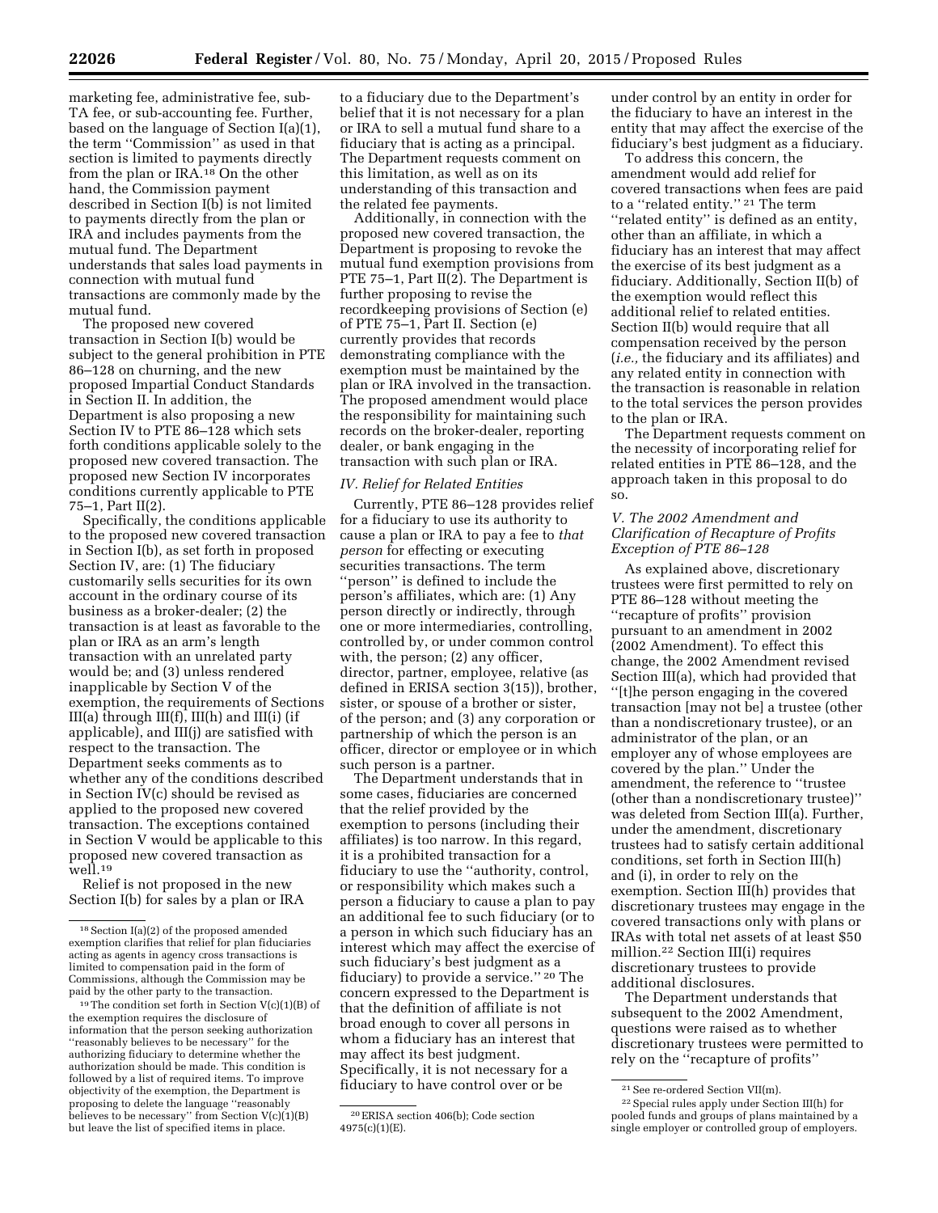marketing fee, administrative fee, sub-TA fee, or sub-accounting fee. Further, based on the language of Section I(a)(1), the term ''Commission'' as used in that section is limited to payments directly from the plan or IRA.[18] On the other hand, the Commission payment described in Section I(b) is not limited to payments directly from the plan or IRA and includes payments from the mutual fund. The Department understands that sales load payments in connection with mutual fund transactions are commonly made by the mutual fund.

The proposed new covered transaction in Section I(b) would be subject to the general prohibition in PTE 86–128 on churning, and the new proposed Impartial Conduct Standards in Section II. In addition, the Department is also proposing a new Section IV to PTE 86–128 which sets forth conditions applicable solely to the proposed new covered transaction. The proposed new Section IV incorporates conditions currently applicable to PTE 75–1, Part II(2).

Specifically, the conditions applicable to the proposed new covered transaction in Section I(b), as set forth in proposed Section IV, are: (1) The fiduciary customarily sells securities for its own account in the ordinary course of its business as a broker-dealer; (2) the transaction is at least as favorable to the plan or IRA as an arm's length transaction with an unrelated party would be; and (3) unless rendered inapplicable by Section V of the exemption, the requirements of Sections III(a) through III(f), III(h) and III(i) (if applicable), and III(j) are satisfied with respect to the transaction. The Department seeks comments as to whether any of the conditions described in Section IV(c) should be revised as applied to the proposed new covered transaction. The exceptions contained in Section V would be applicable to this proposed new covered transaction as well.[19]

Relief is not proposed in the new Section I(b) for sales by a plan or IRA to a fiduciary due to the Department's belief that it is not necessary for a plan or IRA to sell a mutual fund share to a fiduciary that is acting as a principal. The Department requests comment on this limitation, as well as on its understanding of this transaction and the related fee payments.

Additionally, in connection with the proposed new covered transaction, the Department is proposing to revoke the mutual fund exemption provisions from PTE 75–1, Part II(2). The Department is further proposing to revise the recordkeeping provisions of Section (e) of PTE 75–1, Part II. Section (e) currently provides that records demonstrating compliance with the exemption must be maintained by the plan or IRA involved in the transaction. The proposed amendment would place the responsibility for maintaining such records on the broker-dealer, reporting dealer, or bank engaging in the transaction with such plan or IRA.

### *IV. Relief for Related Entities*

Currently, PTE 86–128 provides relief for a fiduciary to use its authority to cause a plan or IRA to pay a fee to *that person* for effecting or executing securities transactions. The term ''person'' is defined to include the person's affiliates, which are: (1) Any person directly or indirectly, through one or more intermediaries, controlling, controlled by, or under common control with, the person; (2) any officer, director, partner, employee, relative (as defined in ERISA section 3(15)), brother, sister, or spouse of a brother or sister, of the person; and (3) any corporation or partnership of which the person is an officer, director or employee or in which such person is a partner.

The Department understands that in some cases, fiduciaries are concerned that the relief provided by the exemption to persons (including their affiliates) is too narrow. In this regard, it is a prohibited transaction for a fiduciary to use the ''authority, control, or responsibility which makes such a person a fiduciary to cause a plan to pay an additional fee to such fiduciary (or to a person in which such fiduciary has an interest which may affect the exercise of such fiduciary's best judgment as a fiduciary) to provide a service.'' [20] The concern expressed to the Department is that the definition of affiliate is not broad enough to cover all persons in whom a fiduciary has an interest that may affect its best judgment. Specifically, it is not necessary for a fiduciary to have control over or be under control by an entity in order for the fiduciary to have an interest in the entity that may affect the exercise of the fiduciary's best judgment as a fiduciary.

To address this concern, the amendment would add relief for covered transactions when fees are paid to a ''related entity.'' [21] The term ''related entity'' is defined as an entity, other than an affiliate, in which a fiduciary has an interest that may affect the exercise of its best judgment as a fiduciary. Additionally, Section II(b) of the exemption would reflect this additional relief to related entities. Section II(b) would require that all compensation received by the person (*i.e.,* the fiduciary and its affiliates) and any related entity in connection with the transaction is reasonable in relation to the total services the person provides to the plan or IRA.

The Department requests comment on the necessity of incorporating relief for related entities in PTE 86–128, and the approach taken in this proposal to do so.

### *V. The 2002 Amendment and Clarification of Recapture of Profits Exception of PTE 86–128*

As explained above, discretionary trustees were first permitted to rely on PTE 86–128 without meeting the ''recapture of profits'' provision pursuant to an amendment in 2002 (2002 Amendment). To effect this change, the 2002 Amendment revised Section III(a), which had provided that ''[t]he person engaging in the covered transaction [may not be] a trustee (other than a nondiscretionary trustee), or an administrator of the plan, or an employer any of whose employees are covered by the plan.'' Under the amendment, the reference to ''trustee (other than a nondiscretionary trustee)'' was deleted from Section III(a). Further, under the amendment, discretionary trustees had to satisfy certain additional conditions, set forth in Section III(h) and (i), in order to rely on the exemption. Section III(h) provides that discretionary trustees may engage in the covered transactions only with plans or IRAs with total net assets of at least $50 million.[22] Section III(i) requires discretionary trustees to provide additional disclosures.

The Department understands that subsequent to the 2002 Amendment, questions were raised as to whether discretionary trustees were permitted to rely on the ''recapture of profits''

---

[18] Section I(a)(2) of the proposed amended exemption clarifies that relief for plan fiduciaries acting as agents in agency cross transactions is limited to compensation paid in the form of Commissions, although the Commission may be paid by the other party to the transaction.

[19] The condition set forth in Section V(c)(1)(B) of the exemption requires the disclosure of information that the person seeking authorization ''reasonably believes to be necessary'' for the authorizing fiduciary to determine whether the authorization should be made. This condition is followed by a list of required items. To improve objectivity of the exemption, the Department is proposing to delete the language ''reasonably believes to be necessary'' from Section V(c)(1)(B) but leave the list of specified items in place.

[20] ERISA section 406(b); Code section 4975(c)(1)(E).

[21] See re-ordered Section VII(m).

[22] Special rules apply under Section III(h) for pooled funds and groups of plans maintained by a single employer or controlled group of employers.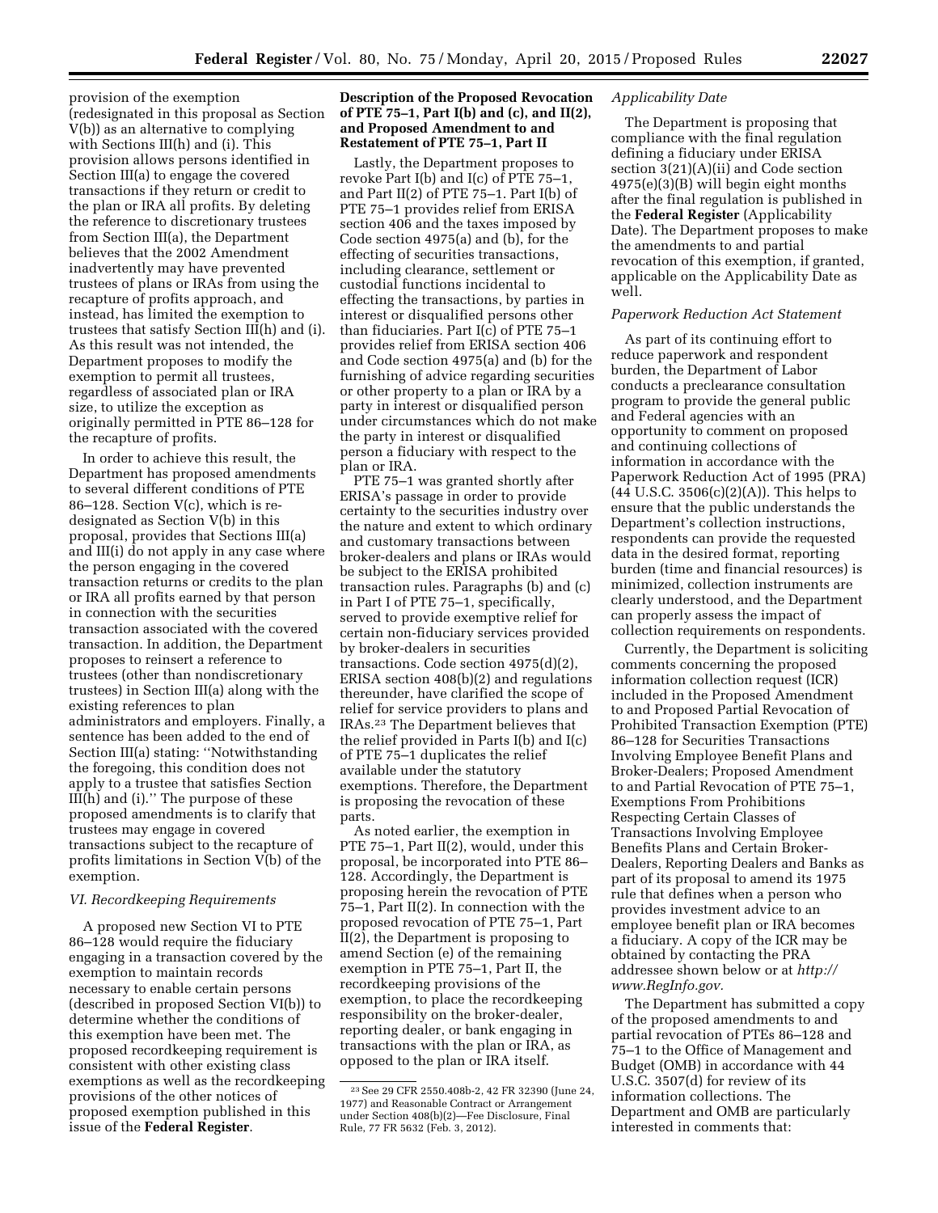provision of the exemption (redesignated in this proposal as Section V(b)) as an alternative to complying with Sections III(h) and (i). This provision allows persons identified in Section III(a) to engage the covered transactions if they return or credit to the plan or IRA all profits. By deleting the reference to discretionary trustees from Section III(a), the Department believes that the 2002 Amendment inadvertently may have prevented trustees of plans or IRAs from using the recapture of profits approach, and instead, has limited the exemption to trustees that satisfy Section III(h) and (i). As this result was not intended, the Department proposes to modify the exemption to permit all trustees, regardless of associated plan or IRA size, to utilize the exception as originally permitted in PTE 86–128 for the recapture of profits.

In order to achieve this result, the Department has proposed amendments to several different conditions of PTE 86–128. Section V(c), which is re-designated as Section V(b) in this proposal, provides that Sections III(a) and III(i) do not apply in any case where the person engaging in the covered transaction returns or credits to the plan or IRA all profits earned by that person in connection with the securities transaction associated with the covered transaction. In addition, the Department proposes to reinsert a reference to trustees (other than nondiscretionary trustees) in Section III(a) along with the existing references to plan administrators and employers. Finally, a sentence has been added to the end of Section III(a) stating: "Notwithstanding the foregoing, this condition does not apply to a trustee that satisfies Section III(h) and (i)." The purpose of these proposed amendments is to clarify that trustees may engage in covered transactions subject to the recapture of profits limitations in Section V(b) of the exemption.

### *VI. Recordkeeping Requirements*

A proposed new Section VI to PTE 86–128 would require the fiduciary engaging in a transaction covered by the exemption to maintain records necessary to enable certain persons (described in proposed Section VI(b)) to determine whether the conditions of this exemption have been met. The proposed recordkeeping requirement is consistent with other existing class exemptions as well as the recordkeeping provisions of the other notices of proposed exemption published in this issue of the **Federal Register**.

### Description of the Proposed Revocation of PTE 75–1, Part I(b) and (c), and II(2), and Proposed Amendment to and Restatement of PTE 75–1, Part II

Lastly, the Department proposes to revoke Part I(b) and I(c) of PTE 75–1, and Part II(2) of PTE 75–1. Part I(b) of PTE 75–1 provides relief from ERISA section 406 and the taxes imposed by Code section 4975(a) and (b), for the effecting of securities transactions, including clearance, settlement or custodial functions incidental to effecting the transactions, by parties in interest or disqualified persons other than fiduciaries. Part I(c) of PTE 75–1 provides relief from ERISA section 406 and Code section 4975(a) and (b) for the furnishing of advice regarding securities or other property to a plan or IRA by a party in interest or disqualified person under circumstances which do not make the party in interest or disqualified person a fiduciary with respect to the plan or IRA.

PTE 75–1 was granted shortly after ERISA's passage in order to provide certainty to the securities industry over the nature and extent to which ordinary and customary transactions between broker-dealers and plans or IRAs would be subject to the ERISA prohibited transaction rules. Paragraphs (b) and (c) in Part I of PTE 75–1, specifically, served to provide exemptive relief for certain non-fiduciary services provided by broker-dealers in securities transactions. Code section 4975(d)(2), ERISA section 408(b)(2) and regulations thereunder, have clarified the scope of relief for service providers to plans and IRAs.[23] The Department believes that the relief provided in Parts I(b) and I(c) of PTE 75–1 duplicates the relief available under the statutory exemptions. Therefore, the Department is proposing the revocation of these parts.

As noted earlier, the exemption in PTE 75–1, Part II(2), would, under this proposal, be incorporated into PTE 86–128. Accordingly, the Department is proposing herein the revocation of PTE 75–1, Part II(2). In connection with the proposed revocation of PTE 75–1, Part II(2), the Department is proposing to amend Section (e) of the remaining exemption in PTE 75–1, Part II, the recordkeeping provisions of the exemption, to place the recordkeeping responsibility on the broker-dealer, reporting dealer, or bank engaging in transactions with the plan or IRA, as opposed to the plan or IRA itself.

[23] See 29 CFR 2550.408b-2, 42 FR 32390 (June 24, 1977) and Reasonable Contract or Arrangement under Section 408(b)(2)—Fee Disclosure, Final Rule, 77 FR 5632 (Feb. 3, 2012).

### *Applicability Date*

The Department is proposing that compliance with the final regulation defining a fiduciary under ERISA section 3(21)(A)(ii) and Code section 4975(e)(3)(B) will begin eight months after the final regulation is published in the **Federal Register** (Applicability Date). The Department proposes to make the amendments to and partial revocation of this exemption, if granted, applicable on the Applicability Date as well.

### *Paperwork Reduction Act Statement*

As part of its continuing effort to reduce paperwork and respondent burden, the Department of Labor conducts a preclearance consultation program to provide the general public and Federal agencies with an opportunity to comment on proposed and continuing collections of information in accordance with the Paperwork Reduction Act of 1995 (PRA) (44 U.S.C. 3506(c)(2)(A)). This helps to ensure that the public understands the Department's collection instructions, respondents can provide the requested data in the desired format, reporting burden (time and financial resources) is minimized, collection instruments are clearly understood, and the Department can properly assess the impact of collection requirements on respondents.

Currently, the Department is soliciting comments concerning the proposed information collection request (ICR) included in the Proposed Amendment to and Proposed Partial Revocation of Prohibited Transaction Exemption (PTE) 86–128 for Securities Transactions Involving Employee Benefit Plans and Broker-Dealers; Proposed Amendment to and Partial Revocation of PTE 75–1, Exemptions From Prohibitions Respecting Certain Classes of Transactions Involving Employee Benefits Plans and Certain Broker-Dealers, Reporting Dealers and Banks as part of its proposal to amend its 1975 rule that defines when a person who provides investment advice to an employee benefit plan or IRA becomes a fiduciary. A copy of the ICR may be obtained by contacting the PRA addressee shown below or at *http://www.RegInfo.gov*.

The Department has submitted a copy of the proposed amendments to and partial revocation of PTEs 86–128 and 75–1 to the Office of Management and Budget (OMB) in accordance with 44 U.S.C. 3507(d) for review of its information collections. The Department and OMB are particularly interested in comments that: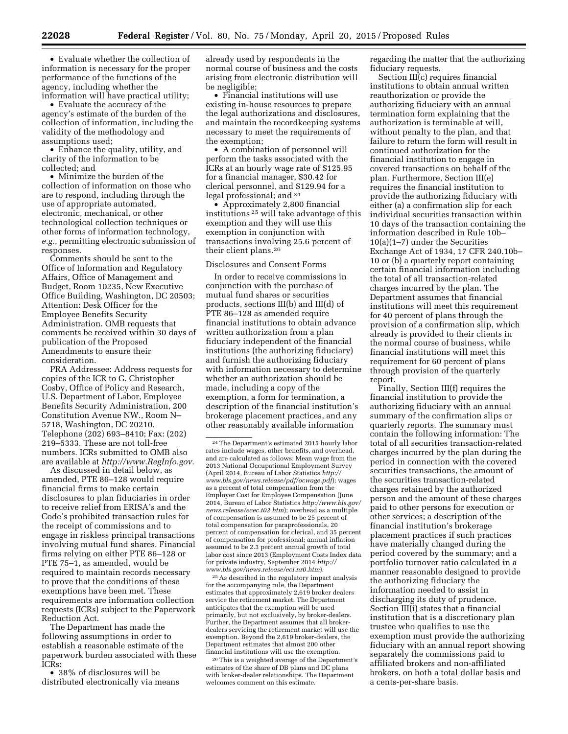- Evaluate whether the collection of information is necessary for the proper performance of the functions of the agency, including whether the information will have practical utility;
- Evaluate the accuracy of the agency's estimate of the burden of the collection of information, including the validity of the methodology and assumptions used;
- Enhance the quality, utility, and clarity of the information to be collected; and
- Minimize the burden of the collection of information on those who are to respond, including through the use of appropriate automated, electronic, mechanical, or other technological collection techniques or other forms of information technology, *e.g.,* permitting electronic submission of responses.

Comments should be sent to the Office of Information and Regulatory Affairs, Office of Management and Budget, Room 10235, New Executive Office Building, Washington, DC 20503; Attention: Desk Officer for the Employee Benefits Security Administration. OMB requests that comments be received within 30 days of publication of the Proposed Amendments to ensure their consideration.

PRA Addressee: Address requests for copies of the ICR to G. Christopher Cosby, Office of Policy and Research, U.S. Department of Labor, Employee Benefits Security Administration, 200 Constitution Avenue NW., Room N–5718, Washington, DC 20210. Telephone (202) 693–8410; Fax: (202) 219–5333. These are not toll-free numbers. ICRs submitted to OMB also are available at *http://www.RegInfo.gov.*

As discussed in detail below, as amended, PTE 86–128 would require financial firms to make certain disclosures to plan fiduciaries in order to receive relief from ERISA's and the Code's prohibited transaction rules for the receipt of commissions and to engage in riskless principal transactions involving mutual fund shares. Financial firms relying on either PTE 86–128 or PTE 75–1, as amended, would be required to maintain records necessary to prove that the conditions of these exemptions have been met. These requirements are information collection requests (ICRs) subject to the Paperwork Reduction Act.

The Department has made the following assumptions in order to establish a reasonable estimate of the paperwork burden associated with these ICRs:

- 38% of disclosures will be distributed electronically via means already used by respondents in the normal course of business and the costs arising from electronic distribution will be negligible;
- Financial institutions will use existing in-house resources to prepare the legal authorizations and disclosures, and maintain the recordkeeping systems necessary to meet the requirements of the exemption;
- A combination of personnel will perform the tasks associated with the ICRs at an hourly wage rate of $125.95 for a financial manager, $30.42 for clerical personnel, and $129.94 for a legal professional; and [24]
- Approximately 2,800 financial institutions [25] will take advantage of this exemption and they will use this exemption in conjunction with transactions involving 25.6 percent of their client plans.[26]

Disclosures and Consent Forms

In order to receive commissions in conjunction with the purchase of mutual fund shares or securities products, sections III(b) and III(d) of PTE 86–128 as amended require financial institutions to obtain advance written authorization from a plan fiduciary independent of the financial institutions (the authorizing fiduciary) and furnish the authorizing fiduciary with information necessary to determine whether an authorization should be made, including a copy of the exemption, a form for termination, a description of the financial institution's brokerage placement practices, and any other reasonably available information regarding the matter that the authorizing fiduciary requests.

Section III(c) requires financial institutions to obtain annual written reauthorization or provide the authorizing fiduciary with an annual termination form explaining that the authorization is terminable at will, without penalty to the plan, and that failure to return the form will result in continued authorization for the financial institution to engage in covered transactions on behalf of the plan. Furthermore, Section III(e) requires the financial institution to provide the authorizing fiduciary with either (a) a confirmation slip for each individual securities transaction within 10 days of the transaction containing the information described in Rule 10b–10(a)(1–7) under the Securities Exchange Act of 1934, 17 CFR 240.10b–10 or (b) a quarterly report containing certain financial information including the total of all transaction-related charges incurred by the plan. The Department assumes that financial institutions will meet this requirement for 40 percent of plans through the provision of a confirmation slip, which already is provided to their clients in the normal course of business, while financial institutions will meet this requirement for 60 percent of plans through provision of the quarterly report.

Finally, Section III(f) requires the financial institution to provide the authorizing fiduciary with an annual summary of the confirmation slips or quarterly reports. The summary must contain the following information: The total of all securities transaction-related charges incurred by the plan during the period in connection with the covered securities transactions, the amount of the securities transaction-related charges retained by the authorized person and the amount of these charges paid to other persons for execution or other services; a description of the financial institution's brokerage placement practices if such practices have materially changed during the period covered by the summary; and a portfolio turnover ratio calculated in a manner reasonable designed to provide the authorizing fiduciary the information needed to assist in discharging its duty of prudence. Section III(i) states that a financial institution that is a discretionary plan trustee who qualifies to use the exemption must provide the authorizing fiduciary with an annual report showing separately the commissions paid to affiliated brokers and non-affiliated brokers, on both a total dollar basis and a cents-per-share basis.

---

[24] The Department's estimated 2015 hourly labor rates include wages, other benefits, and overhead, and are calculated as follows: Mean wage from the 2013 National Occupational Employment Survey (April 2014, Bureau of Labor Statistics *http://www.bls.gov/news.release/pdf/ocwage.pdf*); wages as a percent of total compensation from the Employer Cost for Employee Compensation (June 2014, Bureau of Labor Statistics *http://www.bls.gov/news.release/ecec.t02.htm*); overhead as a multiple of compensation is assumed to be 25 percent of total compensation for paraprofessionals, 20 percent of compensation for clerical, and 35 percent of compensation for professional; annual inflation assumed to be 2.3 percent annual growth of total labor cost since 2013 (Employment Costs Index data for private industry, September 2014 *http://www.bls.gov/news.release/eci.nr0.htm*).

[25] As described in the regulatory impact analysis for the accompanying rule, the Department estimates that approximately 2,619 broker dealers service the retirement market. The Department anticipates that the exemption will be used primarily, but not exclusively, by broker-dealers. Further, the Department assumes that all broker-dealers servicing the retirement market will use the exemption. Beyond the 2,619 broker-dealers, the Department estimates that almost 200 other financial institutions will use the exemption.

[26] This is a weighted average of the Department's estimates of the share of DB plans and DC plans with broker-dealer relationships. The Department welcomes comment on this estimate.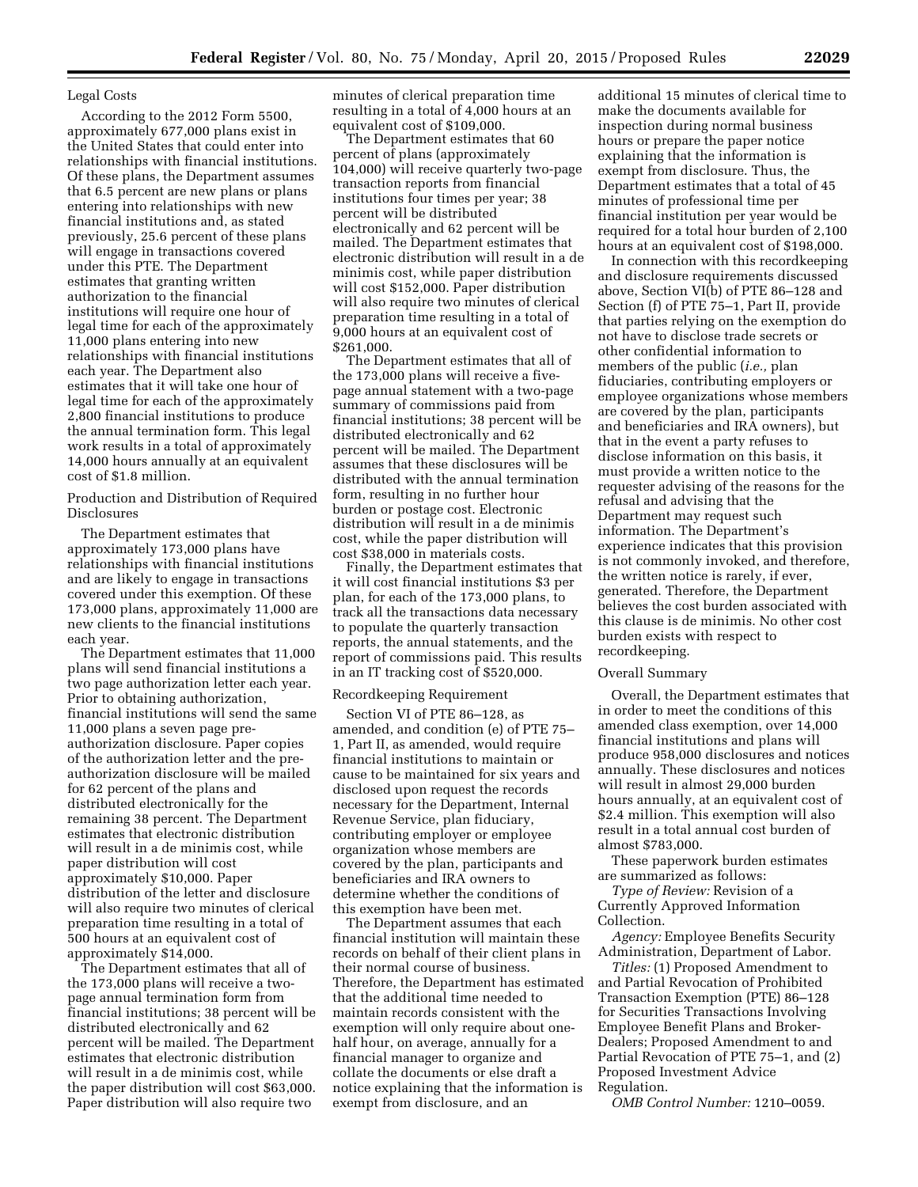Legal Costs

According to the 2012 Form 5500, approximately 677,000 plans exist in the United States that could enter into relationships with financial institutions. Of these plans, the Department assumes that 6.5 percent are new plans or plans entering into relationships with new financial institutions and, as stated previously, 25.6 percent of these plans will engage in transactions covered under this PTE. The Department estimates that granting written authorization to the financial institutions will require one hour of legal time for each of the approximately 11,000 plans entering into new relationships with financial institutions each year. The Department also estimates that it will take one hour of legal time for each of the approximately 2,800 financial institutions to produce the annual termination form. This legal work results in a total of approximately 14,000 hours annually at an equivalent cost of $1.8 million.

Production and Distribution of Required Disclosures

The Department estimates that approximately 173,000 plans have relationships with financial institutions and are likely to engage in transactions covered under this exemption. Of these 173,000 plans, approximately 11,000 are new clients to the financial institutions each year.

The Department estimates that 11,000 plans will send financial institutions a two page authorization letter each year. Prior to obtaining authorization, financial institutions will send the same 11,000 plans a seven page pre-authorization disclosure. Paper copies of the authorization letter and the pre-authorization disclosure will be mailed for 62 percent of the plans and distributed electronically for the remaining 38 percent. The Department estimates that electronic distribution will result in a de minimis cost, while paper distribution will cost approximately $10,000. Paper distribution of the letter and disclosure will also require two minutes of clerical preparation time resulting in a total of 500 hours at an equivalent cost of approximately $14,000.

The Department estimates that all of the 173,000 plans will receive a two-page annual termination form from financial institutions; 38 percent will be distributed electronically and 62 percent will be mailed. The Department estimates that electronic distribution will result in a de minimis cost, while the paper distribution will cost $63,000. Paper distribution will also require two minutes of clerical preparation time resulting in a total of 4,000 hours at an equivalent cost of $109,000.

The Department estimates that 60 percent of plans (approximately 104,000) will receive quarterly two-page transaction reports from financial institutions four times per year; 38 percent will be distributed electronically and 62 percent will be mailed. The Department estimates that electronic distribution will result in a de minimis cost, while paper distribution will cost $152,000. Paper distribution will also require two minutes of clerical preparation time resulting in a total of 9,000 hours at an equivalent cost of $261,000.

The Department estimates that all of the 173,000 plans will receive a five-page annual statement with a two-page summary of commissions paid from financial institutions; 38 percent will be distributed electronically and 62 percent will be mailed. The Department assumes that these disclosures will be distributed with the annual termination form, resulting in no further hour burden or postage cost. Electronic distribution will result in a de minimis cost, while the paper distribution will cost $38,000 in materials costs.

Finally, the Department estimates that it will cost financial institutions $3 per plan, for each of the 173,000 plans, to track all the transactions data necessary to populate the quarterly transaction reports, the annual statements, and the report of commissions paid. This results in an IT tracking cost of $520,000.

Recordkeeping Requirement

Section VI of PTE 86–128, as amended, and condition (e) of PTE 75–1, Part II, as amended, would require financial institutions to maintain or cause to be maintained for six years and disclosed upon request the records necessary for the Department, Internal Revenue Service, plan fiduciary, contributing employer or employee organization whose members are covered by the plan, participants and beneficiaries and IRA owners to determine whether the conditions of this exemption have been met.

The Department assumes that each financial institution will maintain these records on behalf of their client plans in their normal course of business. Therefore, the Department has estimated that the additional time needed to maintain records consistent with the exemption will only require about one-half hour, on average, annually for a financial manager to organize and collate the documents or else draft a notice explaining that the information is exempt from disclosure, and an additional 15 minutes of clerical time to make the documents available for inspection during normal business hours or prepare the paper notice explaining that the information is exempt from disclosure. Thus, the Department estimates that a total of 45 minutes of professional time per financial institution per year would be required for a total hour burden of 2,100 hours at an equivalent cost of $198,000.

In connection with this recordkeeping and disclosure requirements discussed above, Section VI(b) of PTE 86–128 and Section (f) of PTE 75–1, Part II, provide that parties relying on the exemption do not have to disclose trade secrets or other confidential information to members of the public (*i.e.,* plan fiduciaries, contributing employers or employee organizations whose members are covered by the plan, participants and beneficiaries and IRA owners), but that in the event a party refuses to disclose information on this basis, it must provide a written notice to the requester advising of the reasons for the refusal and advising that the Department may request such information. The Department's experience indicates that this provision is not commonly invoked, and therefore, the written notice is rarely, if ever, generated. Therefore, the Department believes the cost burden associated with this clause is de minimis. No other cost burden exists with respect to recordkeeping.

Overall Summary

Overall, the Department estimates that in order to meet the conditions of this amended class exemption, over 14,000 financial institutions and plans will produce 958,000 disclosures and notices annually. These disclosures and notices will result in almost 29,000 burden hours annually, at an equivalent cost of $2.4 million. This exemption will also result in a total annual cost burden of almost $783,000.

These paperwork burden estimates are summarized as follows:

*Type of Review:* Revision of a Currently Approved Information Collection.

*Agency:* Employee Benefits Security Administration, Department of Labor.

*Titles:* (1) Proposed Amendment to and Partial Revocation of Prohibited Transaction Exemption (PTE) 86–128 for Securities Transactions Involving Employee Benefit Plans and Broker-Dealers; Proposed Amendment to and Partial Revocation of PTE 75–1, and (2) Proposed Investment Advice Regulation.

*OMB Control Number:* 1210–0059.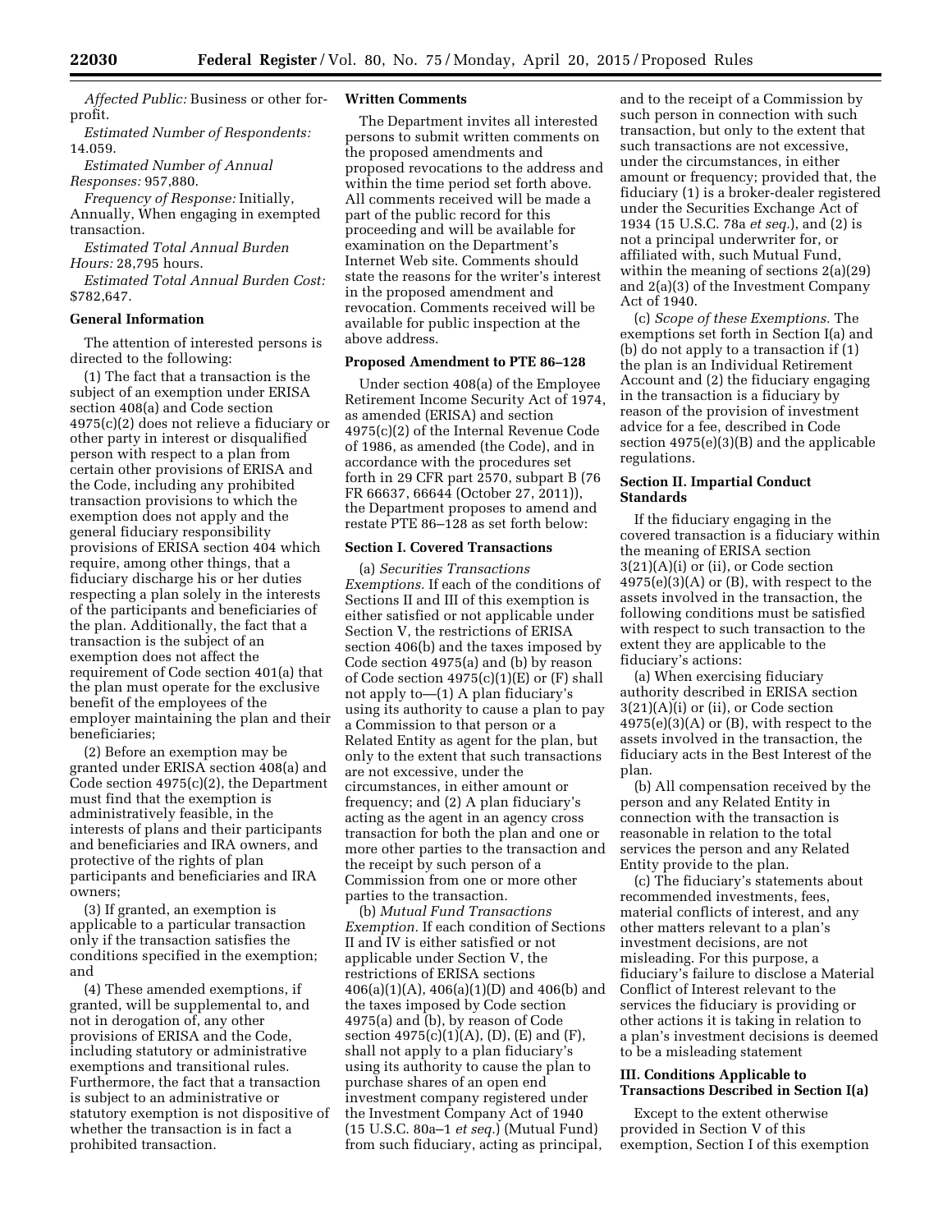*Affected Public:* Business or other for-profit.

*Estimated Number of Respondents:* 14.059.

*Estimated Number of Annual Responses:* 957,880.

*Frequency of Response:* Initially, Annually, When engaging in exempted transaction.

*Estimated Total Annual Burden Hours:* 28,795 hours.

*Estimated Total Annual Burden Cost:* $782,647.

**General Information**

The attention of interested persons is directed to the following:

(1) The fact that a transaction is the subject of an exemption under ERISA section 408(a) and Code section 4975(c)(2) does not relieve a fiduciary or other party in interest or disqualified person with respect to a plan from certain other provisions of ERISA and the Code, including any prohibited transaction provisions to which the exemption does not apply and the general fiduciary responsibility provisions of ERISA section 404 which require, among other things, that a fiduciary discharge his or her duties respecting a plan solely in the interests of the participants and beneficiaries of the plan. Additionally, the fact that a transaction is the subject of an exemption does not affect the requirement of Code section 401(a) that the plan must operate for the exclusive benefit of the employees of the employer maintaining the plan and their beneficiaries;

(2) Before an exemption may be granted under ERISA section 408(a) and Code section 4975(c)(2), the Department must find that the exemption is administratively feasible, in the interests of plans and their participants and beneficiaries and IRA owners, and protective of the rights of plan participants and beneficiaries and IRA owners;

(3) If granted, an exemption is applicable to a particular transaction only if the transaction satisfies the conditions specified in the exemption; and

(4) These amended exemptions, if granted, will be supplemental to, and not in derogation of, any other provisions of ERISA and the Code, including statutory or administrative exemptions and transitional rules. Furthermore, the fact that a transaction is subject to an administrative or statutory exemption is not dispositive of whether the transaction is in fact a prohibited transaction.

**Written Comments**

The Department invites all interested persons to submit written comments on the proposed amendments and proposed revocations to the address and within the time period set forth above. All comments received will be made a part of the public record for this proceeding and will be available for examination on the Department's Internet Web site. Comments should state the reasons for the writer's interest in the proposed amendment and revocation. Comments received will be available for public inspection at the above address.

**Proposed Amendment to PTE 86–128**

Under section 408(a) of the Employee Retirement Income Security Act of 1974, as amended (ERISA) and section 4975(c)(2) of the Internal Revenue Code of 1986, as amended (the Code), and in accordance with the procedures set forth in 29 CFR part 2570, subpart B (76 FR 66637, 66644 (October 27, 2011)), the Department proposes to amend and restate PTE 86–128 as set forth below:

**Section I. Covered Transactions**

(a) *Securities Transactions Exemptions.* If each of the conditions of Sections II and III of this exemption is either satisfied or not applicable under Section V, the restrictions of ERISA section 406(b) and the taxes imposed by Code section 4975(a) and (b) by reason of Code section 4975(c)(1)(E) or (F) shall not apply to—(1) A plan fiduciary's using its authority to cause a plan to pay a Commission to that person or a Related Entity as agent for the plan, but only to the extent that such transactions are not excessive, under the circumstances, in either amount or frequency; and (2) A plan fiduciary's acting as the agent in an agency cross transaction for both the plan and one or more other parties to the transaction and the receipt by such person of a Commission from one or more other parties to the transaction.

(b) *Mutual Fund Transactions Exemption.* If each condition of Sections II and IV is either satisfied or not applicable under Section V, the restrictions of ERISA sections 406(a)(1)(A), 406(a)(1)(D) and 406(b) and the taxes imposed by Code section 4975(a) and (b), by reason of Code section 4975(c)(1)(A), (D), (E) and (F), shall not apply to a plan fiduciary's using its authority to cause the plan to purchase shares of an open end investment company registered under the Investment Company Act of 1940 (15 U.S.C. 80a–1 *et seq.*) (Mutual Fund) from such fiduciary, acting as principal, and to the receipt of a Commission by such person in connection with such transaction, but only to the extent that such transactions are not excessive, under the circumstances, in either amount or frequency; provided that, the fiduciary (1) is a broker-dealer registered under the Securities Exchange Act of 1934 (15 U.S.C. 78a *et seq.*), and (2) is not a principal underwriter for, or affiliated with, such Mutual Fund, within the meaning of sections 2(a)(29) and 2(a)(3) of the Investment Company Act of 1940.

(c) *Scope of these Exemptions.* The exemptions set forth in Section I(a) and (b) do not apply to a transaction if (1) the plan is an Individual Retirement Account and (2) the fiduciary engaging in the transaction is a fiduciary by reason of the provision of investment advice for a fee, described in Code section 4975(e)(3)(B) and the applicable regulations.

**Section II. Impartial Conduct Standards**

If the fiduciary engaging in the covered transaction is a fiduciary within the meaning of ERISA section 3(21)(A)(i) or (ii), or Code section 4975(e)(3)(A) or (B), with respect to the assets involved in the transaction, the following conditions must be satisfied with respect to such transaction to the extent they are applicable to the fiduciary's actions:

(a) When exercising fiduciary authority described in ERISA section 3(21)(A)(i) or (ii), or Code section 4975(e)(3)(A) or (B), with respect to the assets involved in the transaction, the fiduciary acts in the Best Interest of the plan.

(b) All compensation received by the person and any Related Entity in connection with the transaction is reasonable in relation to the total services the person and any Related Entity provide to the plan.

(c) The fiduciary's statements about recommended investments, fees, material conflicts of interest, and any other matters relevant to a plan's investment decisions, are not misleading. For this purpose, a fiduciary's failure to disclose a Material Conflict of Interest relevant to the services the fiduciary is providing or other actions it is taking in relation to a plan's investment decisions is deemed to be a misleading statement

**III. Conditions Applicable to Transactions Described in Section I(a)**

Except to the extent otherwise provided in Section V of this exemption, Section I of this exemption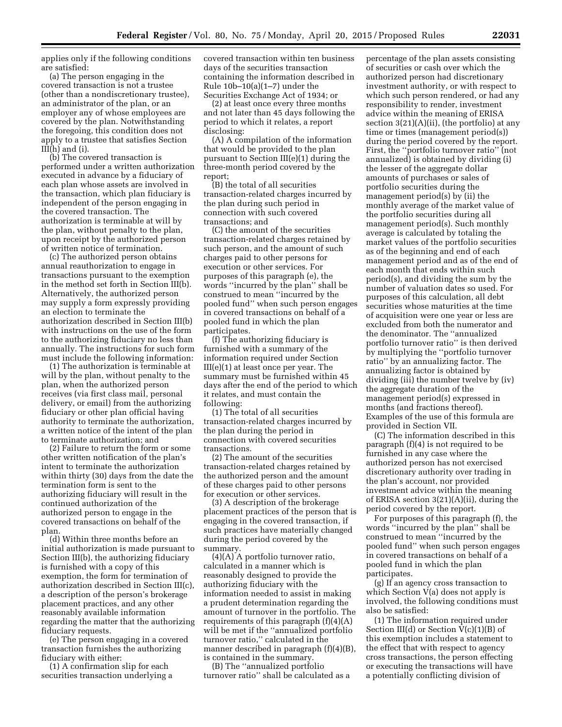applies only if the following conditions are satisfied:

(a) The person engaging in the covered transaction is not a trustee (other than a nondiscretionary trustee), an administrator of the plan, or an employer any of whose employees are covered by the plan. Notwithstanding the foregoing, this condition does not apply to a trustee that satisfies Section III(h) and (i).

(b) The covered transaction is performed under a written authorization executed in advance by a fiduciary of each plan whose assets are involved in the transaction, which plan fiduciary is independent of the person engaging in the covered transaction. The authorization is terminable at will by the plan, without penalty to the plan, upon receipt by the authorized person of written notice of termination.

(c) The authorized person obtains annual reauthorization to engage in transactions pursuant to the exemption in the method set forth in Section III(b). Alternatively, the authorized person may supply a form expressly providing an election to terminate the authorization described in Section III(b) with instructions on the use of the form to the authorizing fiduciary no less than annually. The instructions for such form must include the following information:

(1) The authorization is terminable at will by the plan, without penalty to the plan, when the authorized person receives (via first class mail, personal delivery, or email) from the authorizing fiduciary or other plan official having authority to terminate the authorization, a written notice of the intent of the plan to terminate authorization; and

(2) Failure to return the form or some other written notification of the plan's intent to terminate the authorization within thirty (30) days from the date the termination form is sent to the authorizing fiduciary will result in the continued authorization of the authorized person to engage in the covered transactions on behalf of the plan.

(d) Within three months before an initial authorization is made pursuant to Section III(b), the authorizing fiduciary is furnished with a copy of this exemption, the form for termination of authorization described in Section III(c), a description of the person's brokerage placement practices, and any other reasonably available information regarding the matter that the authorizing fiduciary requests.

(e) The person engaging in a covered transaction furnishes the authorizing fiduciary with either:

(1) A confirmation slip for each securities transaction underlying a covered transaction within ten business days of the securities transaction containing the information described in Rule 10b–10(a)(1–7) under the Securities Exchange Act of 1934; or

(2) at least once every three months and not later than 45 days following the period to which it relates, a report disclosing:

(A) A compilation of the information that would be provided to the plan pursuant to Section III(e)(1) during the three-month period covered by the report;

(B) the total of all securities transaction-related charges incurred by the plan during such period in connection with such covered transactions; and

(C) the amount of the securities transaction-related charges retained by such person, and the amount of such charges paid to other persons for execution or other services. For purposes of this paragraph (e), the words ''incurred by the plan'' shall be construed to mean ''incurred by the pooled fund'' when such person engages in covered transactions on behalf of a pooled fund in which the plan participates.

(f) The authorizing fiduciary is furnished with a summary of the information required under Section III(e)(1) at least once per year. The summary must be furnished within 45 days after the end of the period to which it relates, and must contain the following:

(1) The total of all securities transaction-related charges incurred by the plan during the period in connection with covered securities transactions.

(2) The amount of the securities transaction-related charges retained by the authorized person and the amount of these charges paid to other persons for execution or other services.

(3) A description of the brokerage placement practices of the person that is engaging in the covered transaction, if such practices have materially changed during the period covered by the summary.

(4)(A) A portfolio turnover ratio, calculated in a manner which is reasonably designed to provide the authorizing fiduciary with the information needed to assist in making a prudent determination regarding the amount of turnover in the portfolio. The requirements of this paragraph (f)(4)(A) will be met if the ''annualized portfolio turnover ratio,'' calculated in the manner described in paragraph (f)(4)(B), is contained in the summary.

(B) The ''annualized portfolio turnover ratio'' shall be calculated as a percentage of the plan assets consisting of securities or cash over which the authorized person had discretionary investment authority, or with respect to which such person rendered, or had any responsibility to render, investment advice within the meaning of ERISA section 3(21)(A)(ii), (the portfolio) at any time or times (management period(s)) during the period covered by the report. First, the ''portfolio turnover ratio'' (not annualized) is obtained by dividing (i) the lesser of the aggregate dollar amounts of purchases or sales of portfolio securities during the management period(s) by (ii) the monthly average of the market value of the portfolio securities during all management period(s). Such monthly average is calculated by totaling the market values of the portfolio securities as of the beginning and end of each management period and as of the end of each month that ends within such period(s), and dividing the sum by the number of valuation dates so used. For purposes of this calculation, all debt securities whose maturities at the time of acquisition were one year or less are excluded from both the numerator and the denominator. The ''annualized portfolio turnover ratio'' is then derived by multiplying the ''portfolio turnover ratio'' by an annualizing factor. The annualizing factor is obtained by dividing (iii) the number twelve by (iv) the aggregate duration of the management period(s) expressed in months (and fractions thereof). Examples of the use of this formula are provided in Section VII.

(C) The information described in this paragraph (f)(4) is not required to be furnished in any case where the authorized person has not exercised discretionary authority over trading in the plan's account, nor provided investment advice within the meaning of ERISA section 3(21)(A)(ii), during the period covered by the report.

For purposes of this paragraph (f), the words ''incurred by the plan'' shall be construed to mean ''incurred by the pooled fund'' when such person engages in covered transactions on behalf of a pooled fund in which the plan participates.

(g) If an agency cross transaction to which Section V(a) does not apply is involved, the following conditions must also be satisfied:

(1) The information required under Section III(d) or Section V(c)(1)(B) of this exemption includes a statement to the effect that with respect to agency cross transactions, the person effecting or executing the transactions will have a potentially conflicting division of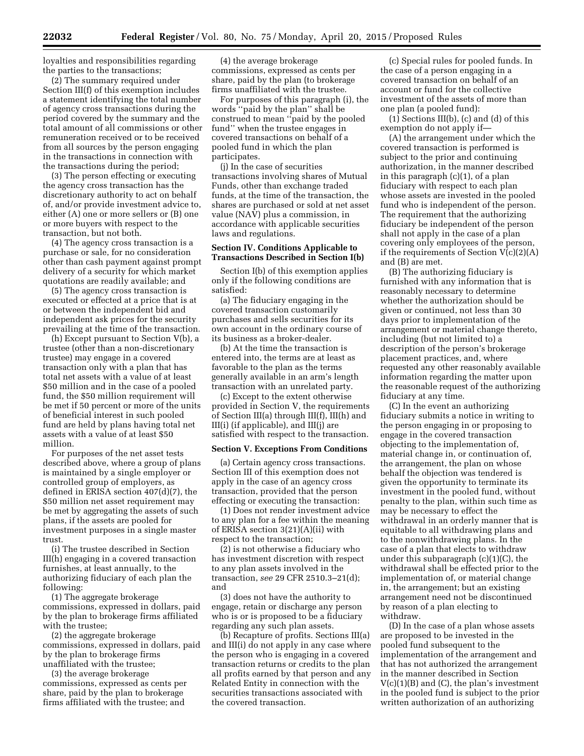loyalties and responsibilities regarding the parties to the transactions;

(2) The summary required under Section III(f) of this exemption includes a statement identifying the total number of agency cross transactions during the period covered by the summary and the total amount of all commissions or other remuneration received or to be received from all sources by the person engaging in the transactions in connection with the transactions during the period;

(3) The person effecting or executing the agency cross transaction has the discretionary authority to act on behalf of, and/or provide investment advice to, either (A) one or more sellers or (B) one or more buyers with respect to the transaction, but not both.

(4) The agency cross transaction is a purchase or sale, for no consideration other than cash payment against prompt delivery of a security for which market quotations are readily available; and

(5) The agency cross transaction is executed or effected at a price that is at or between the independent bid and independent ask prices for the security prevailing at the time of the transaction.

(h) Except pursuant to Section V(b), a trustee (other than a non-discretionary trustee) may engage in a covered transaction only with a plan that has total net assets with a value of at least $50 million and in the case of a pooled fund, the $50 million requirement will be met if 50 percent or more of the units of beneficial interest in such pooled fund are held by plans having total net assets with a value of at least $50 million.

For purposes of the net asset tests described above, where a group of plans is maintained by a single employer or controlled group of employers, as defined in ERISA section 407(d)(7), the $50 million net asset requirement may be met by aggregating the assets of such plans, if the assets are pooled for investment purposes in a single master trust.

(i) The trustee described in Section III(h) engaging in a covered transaction furnishes, at least annually, to the authorizing fiduciary of each plan the following:

(1) The aggregate brokerage commissions, expressed in dollars, paid by the plan to brokerage firms affiliated with the trustee;

(2) the aggregate brokerage commissions, expressed in dollars, paid by the plan to brokerage firms unaffiliated with the trustee;

(3) the average brokerage commissions, expressed as cents per share, paid by the plan to brokerage firms affiliated with the trustee; and

(4) the average brokerage commissions, expressed as cents per share, paid by the plan (to brokerage firms unaffiliated with the trustee.

For purposes of this paragraph (i), the words ''paid by the plan'' shall be construed to mean ''paid by the pooled fund'' when the trustee engages in covered transactions on behalf of a pooled fund in which the plan participates.

(j) In the case of securities transactions involving shares of Mutual Funds, other than exchange traded funds, at the time of the transaction, the shares are purchased or sold at net asset value (NAV) plus a commission, in accordance with applicable securities laws and regulations.

**Section IV. Conditions Applicable to Transactions Described in Section I(b)**

Section I(b) of this exemption applies only if the following conditions are satisfied:

(a) The fiduciary engaging in the covered transaction customarily purchases and sells securities for its own account in the ordinary course of its business as a broker-dealer.

(b) At the time the transaction is entered into, the terms are at least as favorable to the plan as the terms generally available in an arm's length transaction with an unrelated party.

(c) Except to the extent otherwise provided in Section V, the requirements of Section III(a) through III(f), III(h) and III(i) (if applicable), and III(j) are satisfied with respect to the transaction.

**Section V. Exceptions From Conditions**

(a) Certain agency cross transactions. Section III of this exemption does not apply in the case of an agency cross transaction, provided that the person effecting or executing the transaction:

(1) Does not render investment advice to any plan for a fee within the meaning of ERISA section 3(21)(A)(ii) with respect to the transaction;

(2) is not otherwise a fiduciary who has investment discretion with respect to any plan assets involved in the transaction, *see* 29 CFR 2510.3–21(d); and

(3) does not have the authority to engage, retain or discharge any person who is or is proposed to be a fiduciary regarding any such plan assets.

(b) Recapture of profits. Sections III(a) and III(i) do not apply in any case where the person who is engaging in a covered transaction returns or credits to the plan all profits earned by that person and any Related Entity in connection with the securities transactions associated with the covered transaction.

(c) Special rules for pooled funds. In the case of a person engaging in a covered transaction on behalf of an account or fund for the collective investment of the assets of more than one plan (a pooled fund):

(1) Sections III(b), (c) and (d) of this exemption do not apply if—

(A) the arrangement under which the covered transaction is performed is subject to the prior and continuing authorization, in the manner described in this paragraph (c)(1), of a plan fiduciary with respect to each plan whose assets are invested in the pooled fund who is independent of the person. The requirement that the authorizing fiduciary be independent of the person shall not apply in the case of a plan covering only employees of the person, if the requirements of Section V(c)(2)(A) and (B) are met.

(B) The authorizing fiduciary is furnished with any information that is reasonably necessary to determine whether the authorization should be given or continued, not less than 30 days prior to implementation of the arrangement or material change thereto, including (but not limited to) a description of the person's brokerage placement practices, and, where requested any other reasonably available information regarding the matter upon the reasonable request of the authorizing fiduciary at any time.

(C) In the event an authorizing fiduciary submits a notice in writing to the person engaging in or proposing to engage in the covered transaction objecting to the implementation of, material change in, or continuation of, the arrangement, the plan on whose behalf the objection was tendered is given the opportunity to terminate its investment in the pooled fund, without penalty to the plan, within such time as may be necessary to effect the withdrawal in an orderly manner that is equitable to all withdrawing plans and to the nonwithdrawing plans. In the case of a plan that elects to withdraw under this subparagraph (c)(1)(C), the withdrawal shall be effected prior to the implementation of, or material change in, the arrangement; but an existing arrangement need not be discontinued by reason of a plan electing to withdraw.

(D) In the case of a plan whose assets are proposed to be invested in the pooled fund subsequent to the implementation of the arrangement and that has not authorized the arrangement in the manner described in Section V(c)(1)(B) and (C), the plan's investment in the pooled fund is subject to the prior written authorization of an authorizing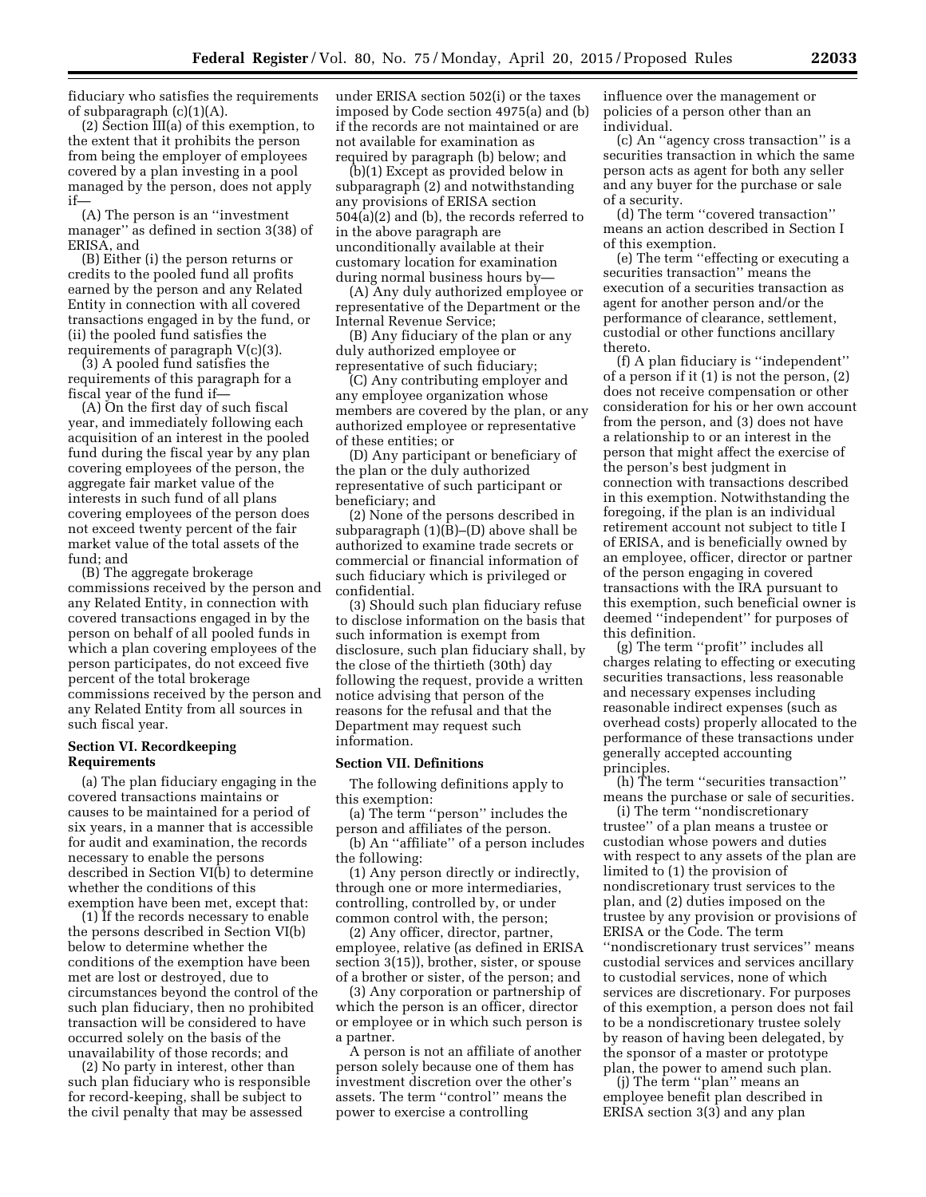fiduciary who satisfies the requirements of subparagraph (c)(1)(A).

(2) Section III(a) of this exemption, to the extent that it prohibits the person from being the employer of employees covered by a plan investing in a pool managed by the person, does not apply if—

(A) The person is an ''investment manager'' as defined in section 3(38) of ERISA, and

(B) Either (i) the person returns or credits to the pooled fund all profits earned by the person and any Related Entity in connection with all covered transactions engaged in by the fund, or (ii) the pooled fund satisfies the requirements of paragraph V(c)(3).

(3) A pooled fund satisfies the requirements of this paragraph for a fiscal year of the fund if—

(A) On the first day of such fiscal year, and immediately following each acquisition of an interest in the pooled fund during the fiscal year by any plan covering employees of the person, the aggregate fair market value of the interests in such fund of all plans covering employees of the person does not exceed twenty percent of the fair market value of the total assets of the fund; and

(B) The aggregate brokerage commissions received by the person and any Related Entity, in connection with covered transactions engaged in by the person on behalf of all pooled funds in which a plan covering employees of the person participates, do not exceed five percent of the total brokerage commissions received by the person and any Related Entity from all sources in such fiscal year.

### Section VI. Recordkeeping Requirements

(a) The plan fiduciary engaging in the covered transactions maintains or causes to be maintained for a period of six years, in a manner that is accessible for audit and examination, the records necessary to enable the persons described in Section VI(b) to determine whether the conditions of this exemption have been met, except that:

(1) If the records necessary to enable the persons described in Section VI(b) below to determine whether the conditions of the exemption have been met are lost or destroyed, due to circumstances beyond the control of the such plan fiduciary, then no prohibited transaction will be considered to have occurred solely on the basis of the unavailability of those records; and

(2) No party in interest, other than such plan fiduciary who is responsible for record-keeping, shall be subject to the civil penalty that may be assessed under ERISA section 502(i) or the taxes imposed by Code section 4975(a) and (b) if the records are not maintained or are not available for examination as required by paragraph (b) below; and

(b)(1) Except as provided below in subparagraph (2) and notwithstanding any provisions of ERISA section 504(a)(2) and (b), the records referred to in the above paragraph are unconditionally available at their customary location for examination during normal business hours by—

(A) Any duly authorized employee or representative of the Department or the Internal Revenue Service;

(B) Any fiduciary of the plan or any duly authorized employee or representative of such fiduciary;

(C) Any contributing employer and any employee organization whose members are covered by the plan, or any authorized employee or representative of these entities; or

(D) Any participant or beneficiary of the plan or the duly authorized representative of such participant or beneficiary; and

(2) None of the persons described in subparagraph (1)(B)–(D) above shall be authorized to examine trade secrets or commercial or financial information of such fiduciary which is privileged or confidential.

(3) Should such plan fiduciary refuse to disclose information on the basis that such information is exempt from disclosure, such plan fiduciary shall, by the close of the thirtieth (30th) day following the request, provide a written notice advising that person of the reasons for the refusal and that the Department may request such information.

### Section VII. Definitions

The following definitions apply to this exemption:

(a) The term ''person'' includes the person and affiliates of the person.

(b) An ''affiliate'' of a person includes the following:

(1) Any person directly or indirectly, through one or more intermediaries, controlling, controlled by, or under common control with, the person;

(2) Any officer, director, partner, employee, relative (as defined in ERISA section 3(15)), brother, sister, or spouse of a brother or sister, of the person; and

(3) Any corporation or partnership of which the person is an officer, director or employee or in which such person is a partner.

A person is not an affiliate of another person solely because one of them has investment discretion over the other's assets. The term ''control'' means the power to exercise a controlling influence over the management or policies of a person other than an individual.

(c) An ''agency cross transaction'' is a securities transaction in which the same person acts as agent for both any seller and any buyer for the purchase or sale of a security.

(d) The term ''covered transaction'' means an action described in Section I of this exemption.

(e) The term ''effecting or executing a securities transaction'' means the execution of a securities transaction as agent for another person and/or the performance of clearance, settlement, custodial or other functions ancillary thereto.

(f) A plan fiduciary is ''independent'' of a person if it (1) is not the person, (2) does not receive compensation or other consideration for his or her own account from the person, and (3) does not have a relationship to or an interest in the person that might affect the exercise of the person's best judgment in connection with transactions described in this exemption. Notwithstanding the foregoing, if the plan is an individual retirement account not subject to title I of ERISA, and is beneficially owned by an employee, officer, director or partner of the person engaging in covered transactions with the IRA pursuant to this exemption, such beneficial owner is deemed ''independent'' for purposes of this definition.

(g) The term ''profit'' includes all charges relating to effecting or executing securities transactions, less reasonable and necessary expenses including reasonable indirect expenses (such as overhead costs) properly allocated to the performance of these transactions under generally accepted accounting principles.

(h) The term ''securities transaction'' means the purchase or sale of securities.

(i) The term ''nondiscretionary trustee'' of a plan means a trustee or custodian whose powers and duties with respect to any assets of the plan are limited to (1) the provision of nondiscretionary trust services to the plan, and (2) duties imposed on the trustee by any provision or provisions of ERISA or the Code. The term ''nondiscretionary trust services'' means custodial services and services ancillary to custodial services, none of which services are discretionary. For purposes of this exemption, a person does not fail to be a nondiscretionary trustee solely by reason of having been delegated, by the sponsor of a master or prototype plan, the power to amend such plan.

(j) The term ''plan'' means an employee benefit plan described in ERISA section 3(3) and any plan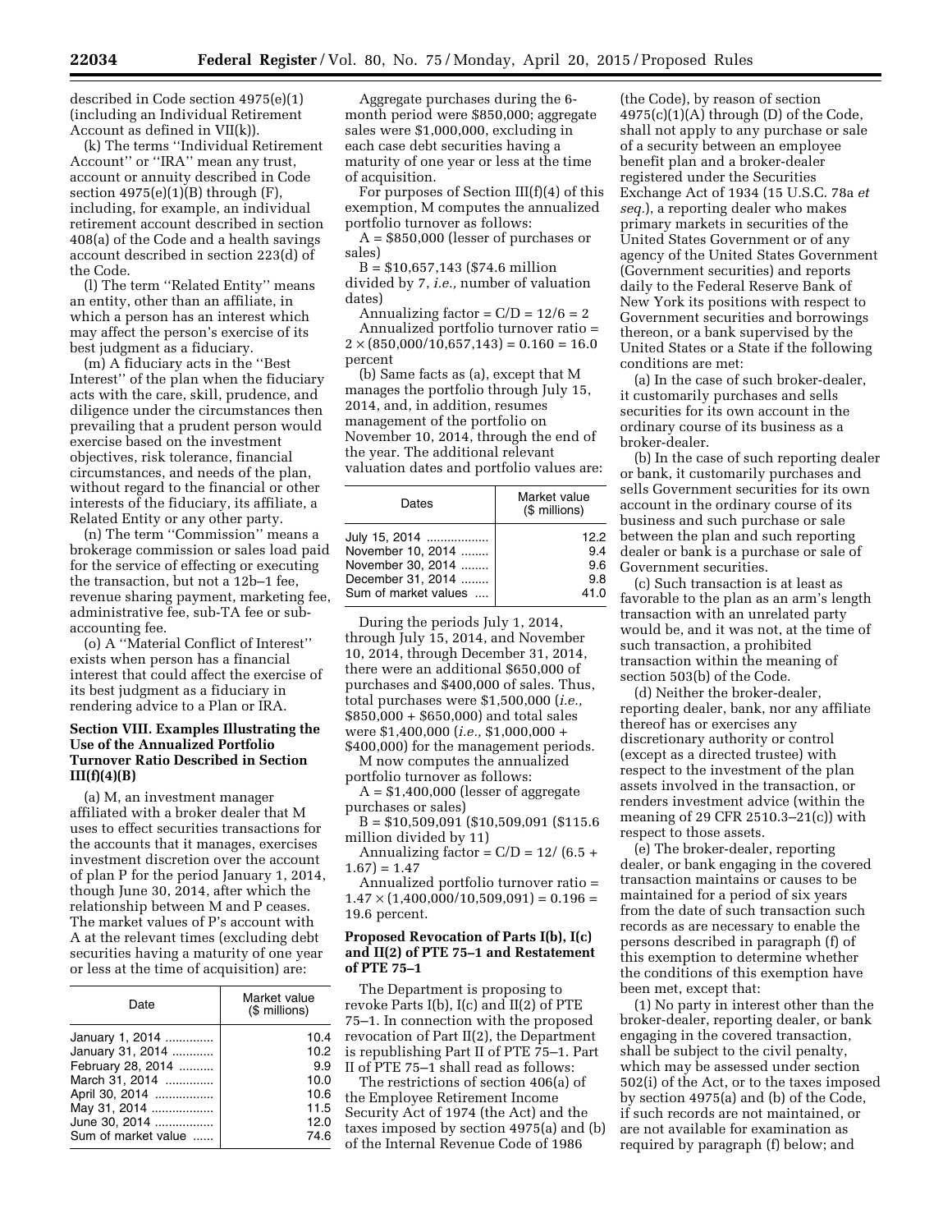described in Code section 4975(e)(1) (including an Individual Retirement Account as defined in VII(k)).

(k) The terms ''Individual Retirement Account'' or ''IRA'' mean any trust, account or annuity described in Code section 4975(e)(1)(B) through (F), including, for example, an individual retirement account described in section 408(a) of the Code and a health savings account described in section 223(d) of the Code.

(l) The term ''Related Entity'' means an entity, other than an affiliate, in which a person has an interest which may affect the person's exercise of its best judgment as a fiduciary.

(m) A fiduciary acts in the ''Best Interest'' of the plan when the fiduciary acts with the care, skill, prudence, and diligence under the circumstances then prevailing that a prudent person would exercise based on the investment objectives, risk tolerance, financial circumstances, and needs of the plan, without regard to the financial or other interests of the fiduciary, its affiliate, a Related Entity or any other party.

(n) The term ''Commission'' means a brokerage commission or sales load paid for the service of effecting or executing the transaction, but not a 12b–1 fee, revenue sharing payment, marketing fee, administrative fee, sub-TA fee or sub-accounting fee.

(o) A ''Material Conflict of Interest'' exists when person has a financial interest that could affect the exercise of its best judgment as a fiduciary in rendering advice to a Plan or IRA.

## Section VIII. Examples Illustrating the Use of the Annualized Portfolio Turnover Ratio Described in Section III(f)(4)(B)

(a) M, an investment manager affiliated with a broker dealer that M uses to effect securities transactions for the accounts that it manages, exercises investment discretion over the account of plan P for the period January 1, 2014, though June 30, 2014, after which the relationship between M and P ceases. The market values of P's account with A at the relevant times (excluding debt securities having a maturity of one year or less at the time of acquisition) are:

| Date | Market value ($ millions) |
|---|---|
| January 1, 2014 | 10.4 |
| January 31, 2014 | 10.2 |
| February 28, 2014 | 9.9 |
| March 31, 2014 | 10.0 |
| April 30, 2014 | 10.6 |
| May 31, 2014 | 11.5 |
| June 30, 2014 | 12.0 |
| Sum of market value | 74.6 |

Aggregate purchases during the 6-month period were $850,000; aggregate sales were $1,000,000, excluding in each case debt securities having a maturity of one year or less at the time of acquisition.

For purposes of Section III(f)(4) of this exemption, M computes the annualized portfolio turnover as follows:

A = $850,000 (lesser of purchases or sales)

B = $10,657,143 ($74.6 million divided by 7, *i.e.,* number of valuation dates)

Annualizing factor = C/D = 12/6 = 2

Annualized portfolio turnover ratio = $2 \times (850{,}000/10{,}657{,}143) = 0.160 = 16.0$ percent

(b) Same facts as (a), except that M manages the portfolio through July 15, 2014, and, in addition, resumes management of the portfolio on November 10, 2014, through the end of the year. The additional relevant valuation dates and portfolio values are:

| Dates | Market value ($ millions) |
|---|---|
| July 15, 2014 | 12.2 |
| November 10, 2014 | 9.4 |
| November 30, 2014 | 9.6 |
| December 31, 2014 | 9.8 |
| Sum of market values | 41.0 |

During the periods July 1, 2014, through July 15, 2014, and November 10, 2014, through December 31, 2014, there were an additional $650,000 of purchases and $400,000 of sales. Thus, total purchases were $1,500,000 (*i.e.,* $850,000 + $650,000) and total sales were $1,400,000 (*i.e.,* $1,000,000 + $400,000) for the management periods.

M now computes the annualized portfolio turnover as follows:

A = $1,400,000 (lesser of aggregate purchases or sales)

B = $10,509,091 ($10,509,091 ($115.6 million divided by 11)

Annualizing factor = C/D = 12/ (6.5 + 1.67) = 1.47

Annualized portfolio turnover ratio = $1.47 \times (1{,}400{,}000/10{,}509{,}091) = 0.196 = 19.6$ percent.

## Proposed Revocation of Parts I(b), I(c) and II(2) of PTE 75–1 and Restatement of PTE 75–1

The Department is proposing to revoke Parts I(b), I(c) and II(2) of PTE 75–1. In connection with the proposed revocation of Part II(2), the Department is republishing Part II of PTE 75–1. Part II of PTE 75–1 shall read as follows:

The restrictions of section 406(a) of the Employee Retirement Income Security Act of 1974 (the Act) and the taxes imposed by section 4975(a) and (b) of the Internal Revenue Code of 1986 (the Code), by reason of section 4975(c)(1)(A) through (D) of the Code, shall not apply to any purchase or sale of a security between an employee benefit plan and a broker-dealer registered under the Securities Exchange Act of 1934 (15 U.S.C. 78a *et seq.*), a reporting dealer who makes primary markets in securities of the United States Government or of any agency of the United States Government (Government securities) and reports daily to the Federal Reserve Bank of New York its positions with respect to Government securities and borrowings thereon, or a bank supervised by the United States or a State if the following conditions are met:

(a) In the case of such broker-dealer, it customarily purchases and sells securities for its own account in the ordinary course of its business as a broker-dealer.

(b) In the case of such reporting dealer or bank, it customarily purchases and sells Government securities for its own account in the ordinary course of its business and such purchase or sale between the plan and such reporting dealer or bank is a purchase or sale of Government securities.

(c) Such transaction is at least as favorable to the plan as an arm's length transaction with an unrelated party would be, and it was not, at the time of such transaction, a prohibited transaction within the meaning of section 503(b) of the Code.

(d) Neither the broker-dealer, reporting dealer, bank, nor any affiliate thereof has or exercises any discretionary authority or control (except as a directed trustee) with respect to the investment of the plan assets involved in the transaction, or renders investment advice (within the meaning of 29 CFR 2510.3–21(c)) with respect to those assets.

(e) The broker-dealer, reporting dealer, or bank engaging in the covered transaction maintains or causes to be maintained for a period of six years from the date of such transaction such records as are necessary to enable the persons described in paragraph (f) of this exemption to determine whether the conditions of this exemption have been met, except that:

(1) No party in interest other than the broker-dealer, reporting dealer, or bank engaging in the covered transaction, shall be subject to the civil penalty, which may be assessed under section 502(i) of the Act, or to the taxes imposed by section 4975(a) and (b) of the Code, if such records are not maintained, or are not available for examination as required by paragraph (f) below; and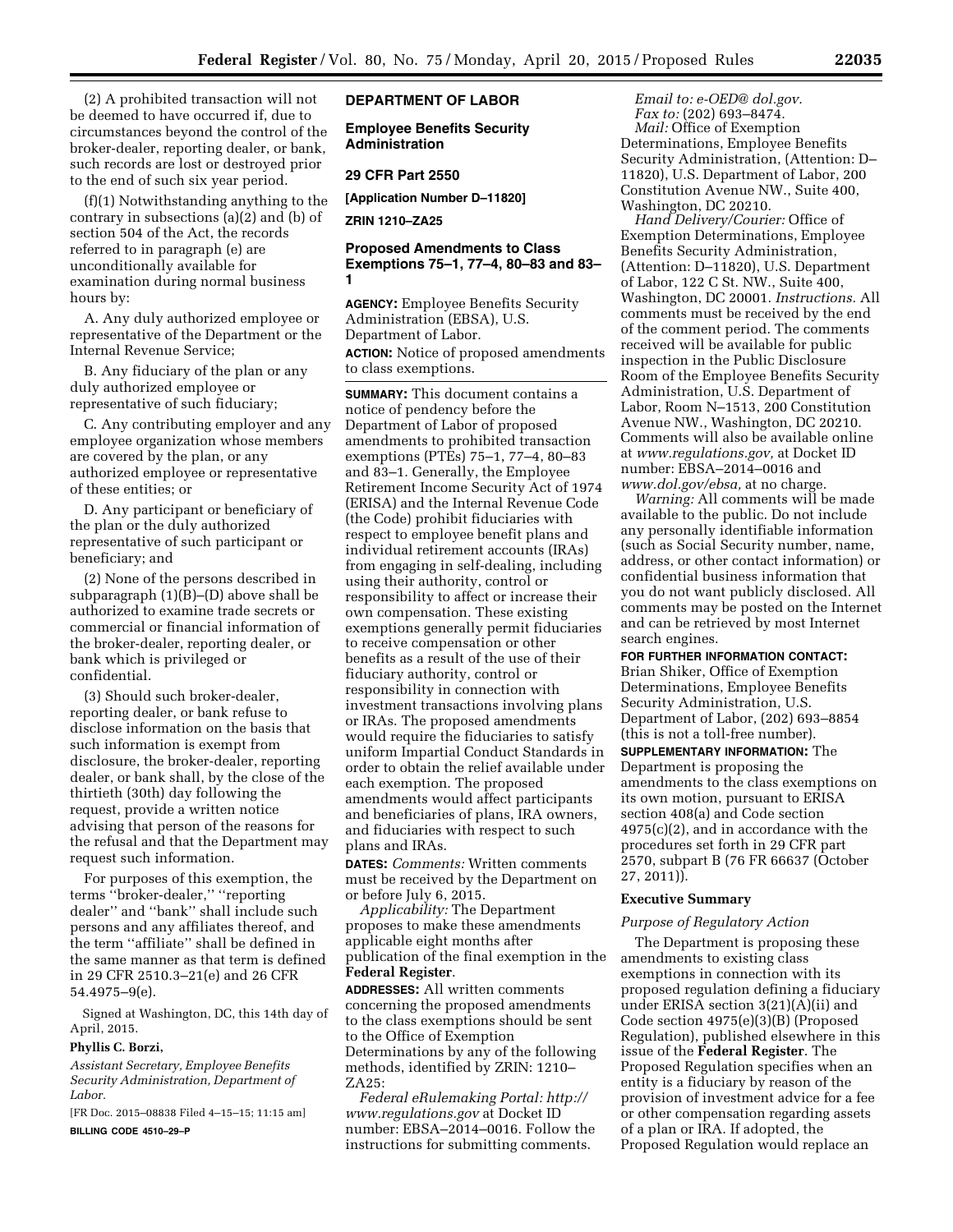(2) A prohibited transaction will not be deemed to have occurred if, due to circumstances beyond the control of the broker-dealer, reporting dealer, or bank, such records are lost or destroyed prior to the end of such six year period.

(f)(1) Notwithstanding anything to the contrary in subsections (a)(2) and (b) of section 504 of the Act, the records referred to in paragraph (e) are unconditionally available for examination during normal business hours by:

A. Any duly authorized employee or representative of the Department or the Internal Revenue Service;

B. Any fiduciary of the plan or any duly authorized employee or representative of such fiduciary;

C. Any contributing employer and any employee organization whose members are covered by the plan, or any authorized employee or representative of these entities; or

D. Any participant or beneficiary of the plan or the duly authorized representative of such participant or beneficiary; and

(2) None of the persons described in subparagraph (1)(B)–(D) above shall be authorized to examine trade secrets or commercial or financial information of the broker-dealer, reporting dealer, or bank which is privileged or confidential.

(3) Should such broker-dealer, reporting dealer, or bank refuse to disclose information on the basis that such information is exempt from disclosure, the broker-dealer, reporting dealer, or bank shall, by the close of the thirtieth (30th) day following the request, provide a written notice advising that person of the reasons for the refusal and that the Department may request such information.

For purposes of this exemption, the terms ''broker-dealer,'' ''reporting dealer'' and ''bank'' shall include such persons and any affiliates thereof, and the term ''affiliate'' shall be defined in the same manner as that term is defined in 29 CFR 2510.3–21(e) and 26 CFR 54.4975–9(e).

Signed at Washington, DC, this 14th day of April, 2015.

**Phyllis C. Borzi,**

*Assistant Secretary, Employee Benefits Security Administration, Department of Labor.*

[FR Doc. 2015–08838 Filed 4–15–15; 11:15 am]

**BILLING CODE 4510–29–P**

**DEPARTMENT OF LABOR**

**Employee Benefits Security Administration**

**29 CFR Part 2550**

**[Application Number D–11820]**

**ZRIN 1210–ZA25**

## Proposed Amendments to Class Exemptions 75–1, 77–4, 80–83 and 83–1

**AGENCY:** Employee Benefits Security Administration (EBSA), U.S. Department of Labor.

**ACTION:** Notice of proposed amendments to class exemptions.

**SUMMARY:** This document contains a notice of pendency before the Department of Labor of proposed amendments to prohibited transaction exemptions (PTEs) 75–1, 77–4, 80–83 and 83–1. Generally, the Employee Retirement Income Security Act of 1974 (ERISA) and the Internal Revenue Code (the Code) prohibit fiduciaries with respect to employee benefit plans and individual retirement accounts (IRAs) from engaging in self-dealing, including using their authority, control or responsibility to affect or increase their own compensation. These existing exemptions generally permit fiduciaries to receive compensation or other benefits as a result of the use of their fiduciary authority, control or responsibility in connection with investment transactions involving plans or IRAs. The proposed amendments would require the fiduciaries to satisfy uniform Impartial Conduct Standards in order to obtain the relief available under each exemption. The proposed amendments would affect participants and beneficiaries of plans, IRA owners, and fiduciaries with respect to such plans and IRAs.

**DATES:** *Comments:* Written comments must be received by the Department on or before July 6, 2015.

*Applicability:* The Department proposes to make these amendments applicable eight months after publication of the final exemption in the **Federal Register**.

**ADDRESSES:** All written comments concerning the proposed amendments to the class exemptions should be sent to the Office of Exemption Determinations by any of the following methods, identified by ZRIN: 1210–ZA25:

*Federal eRulemaking Portal: http://www.regulations.gov* at Docket ID number: EBSA–2014–0016. Follow the instructions for submitting comments.

*Email to: e-OED@ dol.gov.*

*Fax to:* (202) 693–8474.

*Mail:* Office of Exemption Determinations, Employee Benefits Security Administration, (Attention: D–11820), U.S. Department of Labor, 200 Constitution Avenue NW., Suite 400, Washington, DC 20210.

*Hand Delivery/Courier:* Office of Exemption Determinations, Employee Benefits Security Administration, (Attention: D–11820), U.S. Department of Labor, 122 C St. NW., Suite 400, Washington, DC 20001. *Instructions.* All comments must be received by the end of the comment period. The comments received will be available for public inspection in the Public Disclosure Room of the Employee Benefits Security Administration, U.S. Department of Labor, Room N–1513, 200 Constitution Avenue NW., Washington, DC 20210. Comments will also be available online at *www.regulations.gov,* at Docket ID number: EBSA–2014–0016 and *www.dol.gov/ebsa,* at no charge.

*Warning:* All comments will be made available to the public. Do not include any personally identifiable information (such as Social Security number, name, address, or other contact information) or confidential business information that you do not want publicly disclosed. All comments may be posted on the Internet and can be retrieved by most Internet search engines.

**FOR FURTHER INFORMATION CONTACT:** Brian Shiker, Office of Exemption Determinations, Employee Benefits Security Administration, U.S. Department of Labor, (202) 693–8854 (this is not a toll-free number).

**SUPPLEMENTARY INFORMATION:** The Department is proposing the amendments to the class exemptions on its own motion, pursuant to ERISA section 408(a) and Code section 4975(c)(2), and in accordance with the procedures set forth in 29 CFR part 2570, subpart B (76 FR 66637 (October 27, 2011)).

### Executive Summary

#### *Purpose of Regulatory Action*

The Department is proposing these amendments to existing class exemptions in connection with its proposed regulation defining a fiduciary under ERISA section 3(21)(A)(ii) and Code section 4975(e)(3)(B) (Proposed Regulation), published elsewhere in this issue of the **Federal Register**. The Proposed Regulation specifies when an entity is a fiduciary by reason of the provision of investment advice for a fee or other compensation regarding assets of a plan or IRA. If adopted, the Proposed Regulation would replace an